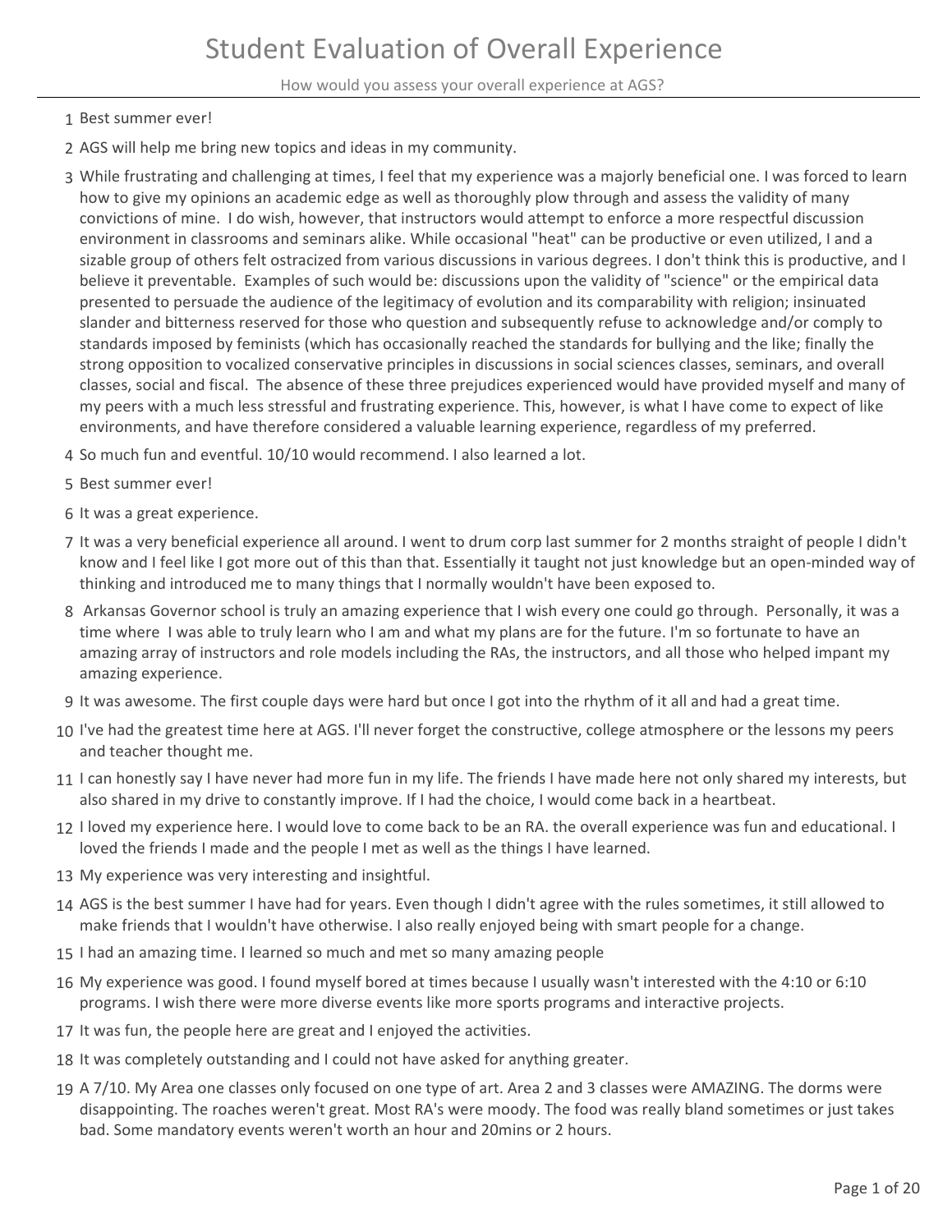# Student Evaluation of Overall Experience

How would you assess your overall experience at AGS?

1. Best summer ever!
2. AGS will help me bring new topics and ideas in my community.
3. While frustrating and challenging at times, I feel that my experience was a majorly beneficial one. I was forced to learn how to give my opinions an academic edge as well as thoroughly plow through and assess the validity of many convictions of mine. I do wish, however, that instructors would attempt to enforce a more respectful discussion environment in classrooms and seminars alike. While occasional "heat" can be productive or even utilized, I and a sizable group of others felt ostracized from various discussions in various degrees. I don't think this is productive, and I believe it preventable. Examples of such would be: discussions upon the validity of "science" or the empirical data presented to persuade the audience of the legitimacy of evolution and its comparability with religion; insinuated slander and bitterness reserved for those who question and subsequently refuse to acknowledge and/or comply to standards imposed by feminists (which has occasionally reached the standards for bullying and the like; finally the strong opposition to vocalized conservative principles in discussions in social sciences classes, seminars, and overall classes, social and fiscal. The absence of these three prejudices experienced would have provided myself and many of my peers with a much less stressful and frustrating experience. This, however, is what I have come to expect of like environments, and have therefore considered a valuable learning experience, regardless of my preferred.
4. So much fun and eventful. 10/10 would recommend. I also learned a lot.
5. Best summer ever!
6. It was a great experience.
7. It was a very beneficial experience all around. I went to drum corp last summer for 2 months straight of people I didn't know and I feel like I got more out of this than that. Essentially it taught not just knowledge but an open-minded way of thinking and introduced me to many things that I normally wouldn't have been exposed to.
8. Arkansas Governor school is truly an amazing experience that I wish every one could go through. Personally, it was a time where I was able to truly learn who I am and what my plans are for the future. I'm so fortunate to have an amazing array of instructors and role models including the RAs, the instructors, and all those who helped impant my amazing experience.
9. It was awesome. The first couple days were hard but once I got into the rhythm of it all and had a great time.
10. I've had the greatest time here at AGS. I'll never forget the constructive, college atmosphere or the lessons my peers and teacher thought me.
11. I can honestly say I have never had more fun in my life. The friends I have made here not only shared my interests, but also shared in my drive to constantly improve. If I had the choice, I would come back in a heartbeat.
12. I loved my experience here. I would love to come back to be an RA. the overall experience was fun and educational. I loved the friends I made and the people I met as well as the things I have learned.
13. My experience was very interesting and insightful.
14. AGS is the best summer I have had for years. Even though I didn't agree with the rules sometimes, it still allowed to make friends that I wouldn't have otherwise. I also really enjoyed being with smart people for a change.
15. I had an amazing time. I learned so much and met so many amazing people
16. My experience was good. I found myself bored at times because I usually wasn't interested with the 4:10 or 6:10 programs. I wish there were more diverse events like more sports programs and interactive projects.
17. It was fun, the people here are great and I enjoyed the activities.
18. It was completely outstanding and I could not have asked for anything greater.
19. A 7/10. My Area one classes only focused on one type of art. Area 2 and 3 classes were AMAZING. The dorms were disappointing. The roaches weren't great. Most RA's were moody. The food was really bland sometimes or just takes bad. Some mandatory events weren't worth an hour and 20mins or 2 hours.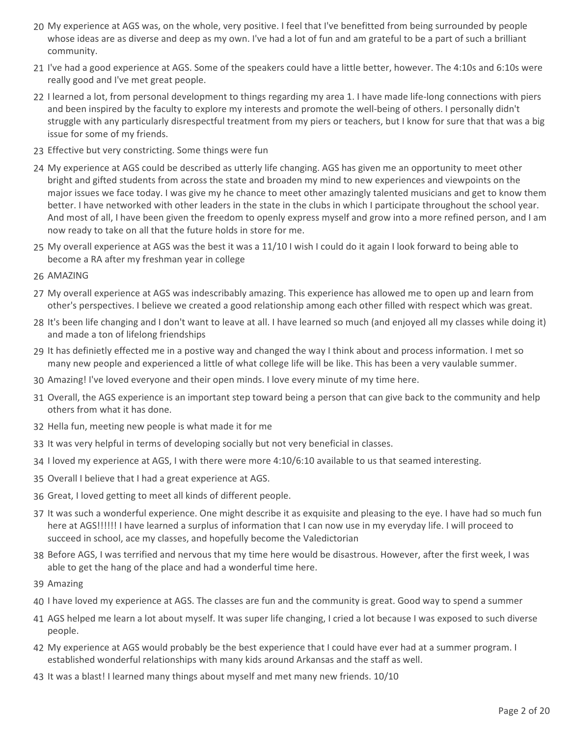20 My experience at AGS was, on the whole, very positive. I feel that I've benefitted from being surrounded by people whose ideas are as diverse and deep as my own. I've had a lot of fun and am grateful to be a part of such a brilliant community.

21 I've had a good experience at AGS. Some of the speakers could have a little better, however. The 4:10s and 6:10s were really good and I've met great people.

22 I learned a lot, from personal development to things regarding my area 1. I have made life-long connections with piers and been inspired by the faculty to explore my interests and promote the well-being of others. I personally didn't struggle with any particularly disrespectful treatment from my piers or teachers, but I know for sure that that was a big issue for some of my friends.

23 Effective but very constricting. Some things were fun

24 My experience at AGS could be described as utterly life changing. AGS has given me an opportunity to meet other bright and gifted students from across the state and broaden my mind to new experiences and viewpoints on the major issues we face today. I was give my he chance to meet other amazingly talented musicians and get to know them better. I have networked with other leaders in the state in the clubs in which I participate throughout the school year. And most of all, I have been given the freedom to openly express myself and grow into a more refined person, and I am now ready to take on all that the future holds in store for me.

25 My overall experience at AGS was the best it was a 11/10 I wish I could do it again I look forward to being able to become a RA after my freshman year in college

26 AMAZING

27 My overall experience at AGS was indescribably amazing. This experience has allowed me to open up and learn from other's perspectives. I believe we created a good relationship among each other filled with respect which was great.

28 It's been life changing and I don't want to leave at all. I have learned so much (and enjoyed all my classes while doing it) and made a ton of lifelong friendships

29 It has definietly effected me in a postive way and changed the way I think about and process information. I met so many new people and experienced a little of what college life will be like. This has been a very vaulable summer.

30 Amazing! I've loved everyone and their open minds. I love every minute of my time here.

31 Overall, the AGS experience is an important step toward being a person that can give back to the community and help others from what it has done.

32 Hella fun, meeting new people is what made it for me

33 It was very helpful in terms of developing socially but not very beneficial in classes.

34 I loved my experience at AGS, I with there were more 4:10/6:10 available to us that seamed interesting.

35 Overall I believe that I had a great experience at AGS.

36 Great, I loved getting to meet all kinds of different people.

37 It was such a wonderful experience. One might describe it as exquisite and pleasing to the eye. I have had so much fun here at AGS!!!!!! I have learned a surplus of information that I can now use in my everyday life. I will proceed to succeed in school, ace my classes, and hopefully become the Valedictorian

38 Before AGS, I was terrified and nervous that my time here would be disastrous. However, after the first week, I was able to get the hang of the place and had a wonderful time here.

39 Amazing

40 I have loved my experience at AGS. The classes are fun and the community is great. Good way to spend a summer

41 AGS helped me learn a lot about myself. It was super life changing, I cried a lot because I was exposed to such diverse people.

42 My experience at AGS would probably be the best experience that I could have ever had at a summer program. I established wonderful relationships with many kids around Arkansas and the staff as well.

43 It was a blast! I learned many things about myself and met many new friends. 10/10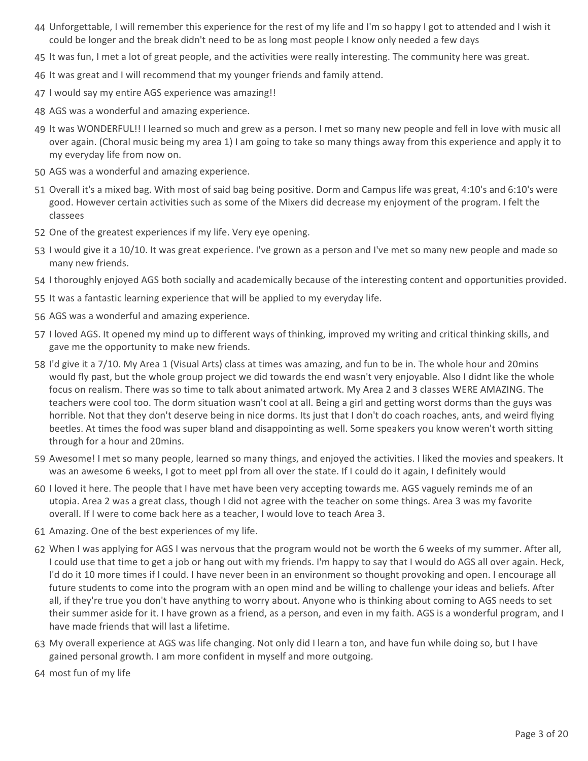44 Unforgettable, I will remember this experience for the rest of my life and I'm so happy I got to attended and I wish it could be longer and the break didn't need to be as long most people I know only needed a few days

45 It was fun, I met a lot of great people, and the activities were really interesting. The community here was great.

46 It was great and I will recommend that my younger friends and family attend.

47 I would say my entire AGS experience was amazing!!

48 AGS was a wonderful and amazing experience.

49 It was WONDERFUL!! I learned so much and grew as a person. I met so many new people and fell in love with music all over again. (Choral music being my area 1) I am going to take so many things away from this experience and apply it to my everyday life from now on.

50 AGS was a wonderful and amazing experience.

51 Overall it's a mixed bag. With most of said bag being positive. Dorm and Campus life was great, 4:10's and 6:10's were good. However certain activities such as some of the Mixers did decrease my enjoyment of the program. I felt the classees

52 One of the greatest experiences if my life. Very eye opening.

53 I would give it a 10/10. It was great experience. I've grown as a person and I've met so many new people and made so many new friends.

54 I thoroughly enjoyed AGS both socially and academically because of the interesting content and opportunities provided.

55 It was a fantastic learning experience that will be applied to my everyday life.

56 AGS was a wonderful and amazing experience.

57 I loved AGS. It opened my mind up to different ways of thinking, improved my writing and critical thinking skills, and gave me the opportunity to make new friends.

58 I'd give it a 7/10. My Area 1 (Visual Arts) class at times was amazing, and fun to be in. The whole hour and 20mins would fly past, but the whole group project we did towards the end wasn't very enjoyable. Also I didnt like the whole focus on realism. There was so time to talk about animated artwork. My Area 2 and 3 classes WERE AMAZING. The teachers were cool too. The dorm situation wasn't cool at all. Being a girl and getting worst dorms than the guys was horrible. Not that they don't deserve being in nice dorms. Its just that I don't do coach roaches, ants, and weird flying beetles. At times the food was super bland and disappointing as well. Some speakers you know weren't worth sitting through for a hour and 20mins.

59 Awesome! I met so many people, learned so many things, and enjoyed the activities. I liked the movies and speakers. It was an awesome 6 weeks, I got to meet ppl from all over the state. If I could do it again, I definitely would

60 I loved it here. The people that I have met have been very accepting towards me. AGS vaguely reminds me of an utopia. Area 2 was a great class, though I did not agree with the teacher on some things. Area 3 was my favorite overall. If I were to come back here as a teacher, I would love to teach Area 3.

61 Amazing. One of the best experiences of my life.

62 When I was applying for AGS I was nervous that the program would not be worth the 6 weeks of my summer. After all, I could use that time to get a job or hang out with my friends. I'm happy to say that I would do AGS all over again. Heck, I'd do it 10 more times if I could. I have never been in an environment so thought provoking and open. I encourage all future students to come into the program with an open mind and be willing to challenge your ideas and beliefs. After all, if they're true you don't have anything to worry about. Anyone who is thinking about coming to AGS needs to set their summer aside for it. I have grown as a friend, as a person, and even in my faith. AGS is a wonderful program, and I have made friends that will last a lifetime.

63 My overall experience at AGS was life changing. Not only did I learn a ton, and have fun while doing so, but I have gained personal growth. I am more confident in myself and more outgoing.

64 most fun of my life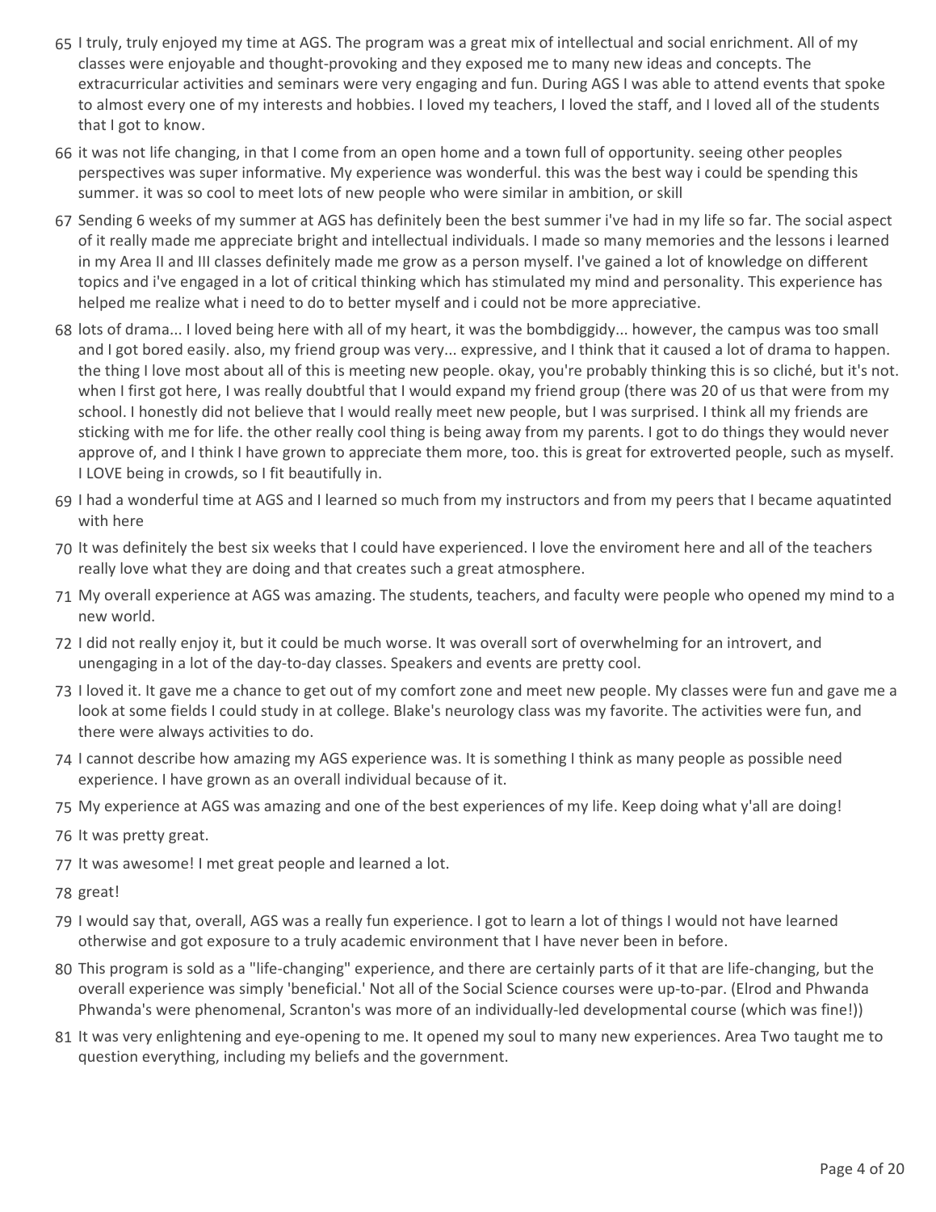65 I truly, truly enjoyed my time at AGS. The program was a great mix of intellectual and social enrichment. All of my classes were enjoyable and thought-provoking and they exposed me to many new ideas and concepts. The extracurricular activities and seminars were very engaging and fun. During AGS I was able to attend events that spoke to almost every one of my interests and hobbies. I loved my teachers, I loved the staff, and I loved all of the students that I got to know.

66 it was not life changing, in that I come from an open home and a town full of opportunity. seeing other peoples perspectives was super informative. My experience was wonderful. this was the best way i could be spending this summer. it was so cool to meet lots of new people who were similar in ambition, or skill

67 Sending 6 weeks of my summer at AGS has definitely been the best summer i've had in my life so far. The social aspect of it really made me appreciate bright and intellectual individuals. I made so many memories and the lessons i learned in my Area II and III classes definitely made me grow as a person myself. I've gained a lot of knowledge on different topics and i've engaged in a lot of critical thinking which has stimulated my mind and personality. This experience has helped me realize what i need to do to better myself and i could not be more appreciative.

68 lots of drama... I loved being here with all of my heart, it was the bombdiggidy... however, the campus was too small and I got bored easily. also, my friend group was very... expressive, and I think that it caused a lot of drama to happen. the thing I love most about all of this is meeting new people. okay, you're probably thinking this is so cliché, but it's not. when I first got here, I was really doubtful that I would expand my friend group (there was 20 of us that were from my school. I honestly did not believe that I would really meet new people, but I was surprised. I think all my friends are sticking with me for life. the other really cool thing is being away from my parents. I got to do things they would never approve of, and I think I have grown to appreciate them more, too. this is great for extroverted people, such as myself. I LOVE being in crowds, so I fit beautifully in.

69 I had a wonderful time at AGS and I learned so much from my instructors and from my peers that I became aquatinted with here

70 It was definitely the best six weeks that I could have experienced. I love the enviroment here and all of the teachers really love what they are doing and that creates such a great atmosphere.

71 My overall experience at AGS was amazing. The students, teachers, and faculty were people who opened my mind to a new world.

72 I did not really enjoy it, but it could be much worse. It was overall sort of overwhelming for an introvert, and unengaging in a lot of the day-to-day classes. Speakers and events are pretty cool.

73 I loved it. It gave me a chance to get out of my comfort zone and meet new people. My classes were fun and gave me a look at some fields I could study in at college. Blake's neurology class was my favorite. The activities were fun, and there were always activities to do.

74 I cannot describe how amazing my AGS experience was. It is something I think as many people as possible need experience. I have grown as an overall individual because of it.

75 My experience at AGS was amazing and one of the best experiences of my life. Keep doing what y'all are doing!

76 It was pretty great.

77 It was awesome! I met great people and learned a lot.

78 great!

79 I would say that, overall, AGS was a really fun experience. I got to learn a lot of things I would not have learned otherwise and got exposure to a truly academic environment that I have never been in before.

80 This program is sold as a "life-changing" experience, and there are certainly parts of it that are life-changing, but the overall experience was simply 'beneficial.' Not all of the Social Science courses were up-to-par. (Elrod and Phwanda Phwanda's were phenomenal, Scranton's was more of an individually-led developmental course (which was fine!))

81 It was very enlightening and eye-opening to me. It opened my soul to many new experiences. Area Two taught me to question everything, including my beliefs and the government.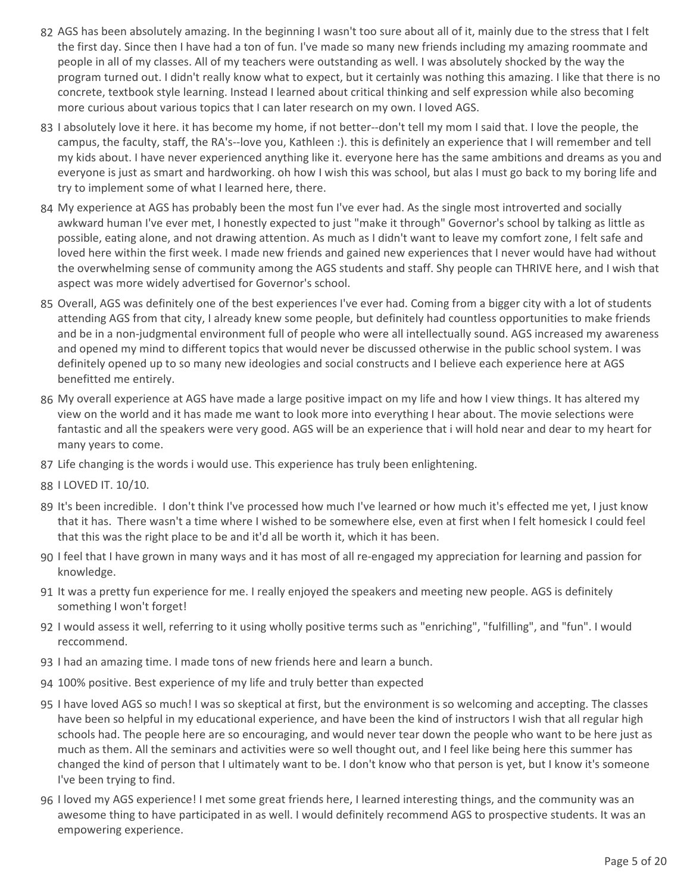82 AGS has been absolutely amazing. In the beginning I wasn't too sure about all of it, mainly due to the stress that I felt the first day. Since then I have had a ton of fun. I've made so many new friends including my amazing roommate and people in all of my classes. All of my teachers were outstanding as well. I was absolutely shocked by the way the program turned out. I didn't really know what to expect, but it certainly was nothing this amazing. I like that there is no concrete, textbook style learning. Instead I learned about critical thinking and self expression while also becoming more curious about various topics that I can later research on my own. I loved AGS.

83 I absolutely love it here. it has become my home, if not better--don't tell my mom I said that. I love the people, the campus, the faculty, staff, the RA's--love you, Kathleen :). this is definitely an experience that I will remember and tell my kids about. I have never experienced anything like it. everyone here has the same ambitions and dreams as you and everyone is just as smart and hardworking. oh how I wish this was school, but alas I must go back to my boring life and try to implement some of what I learned here, there.

84 My experience at AGS has probably been the most fun I've ever had. As the single most introverted and socially awkward human I've ever met, I honestly expected to just "make it through" Governor's school by talking as little as possible, eating alone, and not drawing attention. As much as I didn't want to leave my comfort zone, I felt safe and loved here within the first week. I made new friends and gained new experiences that I never would have had without the overwhelming sense of community among the AGS students and staff. Shy people can THRIVE here, and I wish that aspect was more widely advertised for Governor's school.

85 Overall, AGS was definitely one of the best experiences I've ever had. Coming from a bigger city with a lot of students attending AGS from that city, I already knew some people, but definitely had countless opportunities to make friends and be in a non-judgmental environment full of people who were all intellectually sound. AGS increased my awareness and opened my mind to different topics that would never be discussed otherwise in the public school system. I was definitely opened up to so many new ideologies and social constructs and I believe each experience here at AGS benefitted me entirely.

86 My overall experience at AGS have made a large positive impact on my life and how I view things. It has altered my view on the world and it has made me want to look more into everything I hear about. The movie selections were fantastic and all the speakers were very good. AGS will be an experience that i will hold near and dear to my heart for many years to come.

87 Life changing is the words i would use. This experience has truly been enlightening.

88 I LOVED IT. 10/10.

89 It's been incredible. I don't think I've processed how much I've learned or how much it's effected me yet, I just know that it has. There wasn't a time where I wished to be somewhere else, even at first when I felt homesick I could feel that this was the right place to be and it'd all be worth it, which it has been.

90 I feel that I have grown in many ways and it has most of all re-engaged my appreciation for learning and passion for knowledge.

91 It was a pretty fun experience for me. I really enjoyed the speakers and meeting new people. AGS is definitely something I won't forget!

92 I would assess it well, referring to it using wholly positive terms such as "enriching", "fulfilling", and "fun". I would reccommend.

93 I had an amazing time. I made tons of new friends here and learn a bunch.

94 100% positive. Best experience of my life and truly better than expected

95 I have loved AGS so much! I was so skeptical at first, but the environment is so welcoming and accepting. The classes have been so helpful in my educational experience, and have been the kind of instructors I wish that all regular high schools had. The people here are so encouraging, and would never tear down the people who want to be here just as much as them. All the seminars and activities were so well thought out, and I feel like being here this summer has changed the kind of person that I ultimately want to be. I don't know who that person is yet, but I know it's someone I've been trying to find.

96 I loved my AGS experience! I met some great friends here, I learned interesting things, and the community was an awesome thing to have participated in as well. I would definitely recommend AGS to prospective students. It was an empowering experience.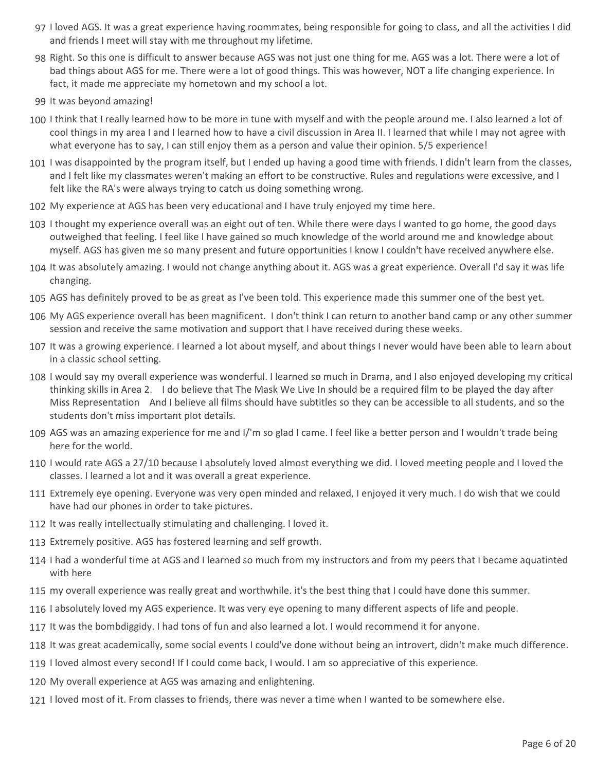97 I loved AGS. It was a great experience having roommates, being responsible for going to class, and all the activities I did and friends I meet will stay with me throughout my lifetime.

98 Right. So this one is difficult to answer because AGS was not just one thing for me. AGS was a lot. There were a lot of bad things about AGS for me. There were a lot of good things. This was however, NOT a life changing experience. In fact, it made me appreciate my hometown and my school a lot.

99 It was beyond amazing!

100 I think that I really learned how to be more in tune with myself and with the people around me. I also learned a lot of cool things in my area I and I learned how to have a civil discussion in Area II. I learned that while I may not agree with what everyone has to say, I can still enjoy them as a person and value their opinion. 5/5 experience!

101 I was disappointed by the program itself, but I ended up having a good time with friends. I didn't learn from the classes, and I felt like my classmates weren't making an effort to be constructive. Rules and regulations were excessive, and I felt like the RA's were always trying to catch us doing something wrong.

102 My experience at AGS has been very educational and I have truly enjoyed my time here.

103 I thought my experience overall was an eight out of ten. While there were days I wanted to go home, the good days outweighed that feeling. I feel like I have gained so much knowledge of the world around me and knowledge about myself. AGS has given me so many present and future opportunities I know I couldn't have received anywhere else.

104 It was absolutely amazing. I would not change anything about it. AGS was a great experience. Overall I'd say it was life changing.

105 AGS has definitely proved to be as great as I've been told. This experience made this summer one of the best yet.

106 My AGS experience overall has been magnificent. I don't think I can return to another band camp or any other summer session and receive the same motivation and support that I have received during these weeks.

107 It was a growing experience. I learned a lot about myself, and about things I never would have been able to learn about in a classic school setting.

108 I would say my overall experience was wonderful. I learned so much in Drama, and I also enjoyed developing my critical thinking skills in Area 2. I do believe that The Mask We Live In should be a required film to be played the day after Miss Representation And I believe all films should have subtitles so they can be accessible to all students, and so the students don't miss important plot details.

109 AGS was an amazing experience for me and I/'m so glad I came. I feel like a better person and I wouldn't trade being here for the world.

110 I would rate AGS a 27/10 because I absolutely loved almost everything we did. I loved meeting people and I loved the classes. I learned a lot and it was overall a great experience.

111 Extremely eye opening. Everyone was very open minded and relaxed, I enjoyed it very much. I do wish that we could have had our phones in order to take pictures.

112 It was really intellectually stimulating and challenging. I loved it.

113 Extremely positive. AGS has fostered learning and self growth.

114 I had a wonderful time at AGS and I learned so much from my instructors and from my peers that I became aquatinted with here

115 my overall experience was really great and worthwhile. it's the best thing that I could have done this summer.

116 I absolutely loved my AGS experience. It was very eye opening to many different aspects of life and people.

117 It was the bombdiggidy. I had tons of fun and also learned a lot. I would recommend it for anyone.

118 It was great academically, some social events I could've done without being an introvert, didn't make much difference.

119 I loved almost every second! If I could come back, I would. I am so appreciative of this experience.

120 My overall experience at AGS was amazing and enlightening.

121 I loved most of it. From classes to friends, there was never a time when I wanted to be somewhere else.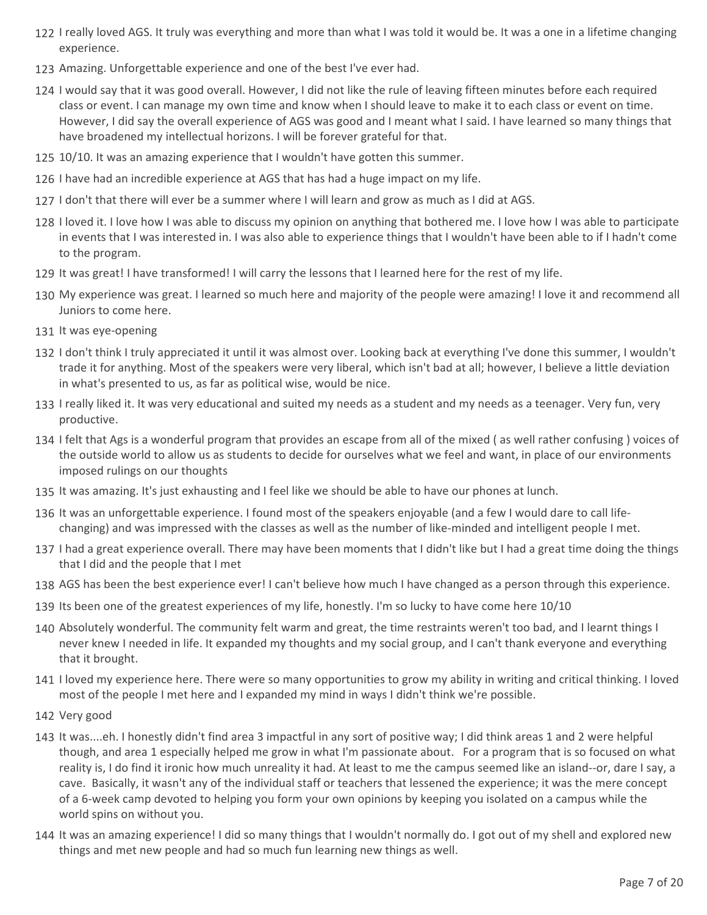122 I really loved AGS. It truly was everything and more than what I was told it would be. It was a one in a lifetime changing experience.

123 Amazing. Unforgettable experience and one of the best I've ever had.

124 I would say that it was good overall. However, I did not like the rule of leaving fifteen minutes before each required class or event. I can manage my own time and know when I should leave to make it to each class or event on time. However, I did say the overall experience of AGS was good and I meant what I said. I have learned so many things that have broadened my intellectual horizons. I will be forever grateful for that.

125 10/10. It was an amazing experience that I wouldn't have gotten this summer.

126 I have had an incredible experience at AGS that has had a huge impact on my life.

127 I don't that there will ever be a summer where I will learn and grow as much as I did at AGS.

128 I loved it. I love how I was able to discuss my opinion on anything that bothered me. I love how I was able to participate in events that I was interested in. I was also able to experience things that I wouldn't have been able to if I hadn't come to the program.

129 It was great! I have transformed! I will carry the lessons that I learned here for the rest of my life.

130 My experience was great. I learned so much here and majority of the people were amazing! I love it and recommend all Juniors to come here.

131 It was eye-opening

132 I don't think I truly appreciated it until it was almost over. Looking back at everything I've done this summer, I wouldn't trade it for anything. Most of the speakers were very liberal, which isn't bad at all; however, I believe a little deviation in what's presented to us, as far as political wise, would be nice.

133 I really liked it. It was very educational and suited my needs as a student and my needs as a teenager. Very fun, very productive.

134 I felt that Ags is a wonderful program that provides an escape from all of the mixed ( as well rather confusing ) voices of the outside world to allow us as students to decide for ourselves what we feel and want, in place of our environments imposed rulings on our thoughts

135 It was amazing. It's just exhausting and I feel like we should be able to have our phones at lunch.

136 It was an unforgettable experience. I found most of the speakers enjoyable (and a few I would dare to call life-changing) and was impressed with the classes as well as the number of like-minded and intelligent people I met.

137 I had a great experience overall. There may have been moments that I didn't like but I had a great time doing the things that I did and the people that I met

138 AGS has been the best experience ever! I can't believe how much I have changed as a person through this experience.

139 Its been one of the greatest experiences of my life, honestly. I'm so lucky to have come here 10/10

140 Absolutely wonderful. The community felt warm and great, the time restraints weren't too bad, and I learnt things I never knew I needed in life. It expanded my thoughts and my social group, and I can't thank everyone and everything that it brought.

141 I loved my experience here. There were so many opportunities to grow my ability in writing and critical thinking. I loved most of the people I met here and I expanded my mind in ways I didn't think we're possible.

142 Very good

143 It was....eh. I honestly didn't find area 3 impactful in any sort of positive way; I did think areas 1 and 2 were helpful though, and area 1 especially helped me grow in what I'm passionate about. For a program that is so focused on what reality is, I do find it ironic how much unreality it had. At least to me the campus seemed like an island--or, dare I say, a cave. Basically, it wasn't any of the individual staff or teachers that lessened the experience; it was the mere concept of a 6-week camp devoted to helping you form your own opinions by keeping you isolated on a campus while the world spins on without you.

144 It was an amazing experience! I did so many things that I wouldn't normally do. I got out of my shell and explored new things and met new people and had so much fun learning new things as well.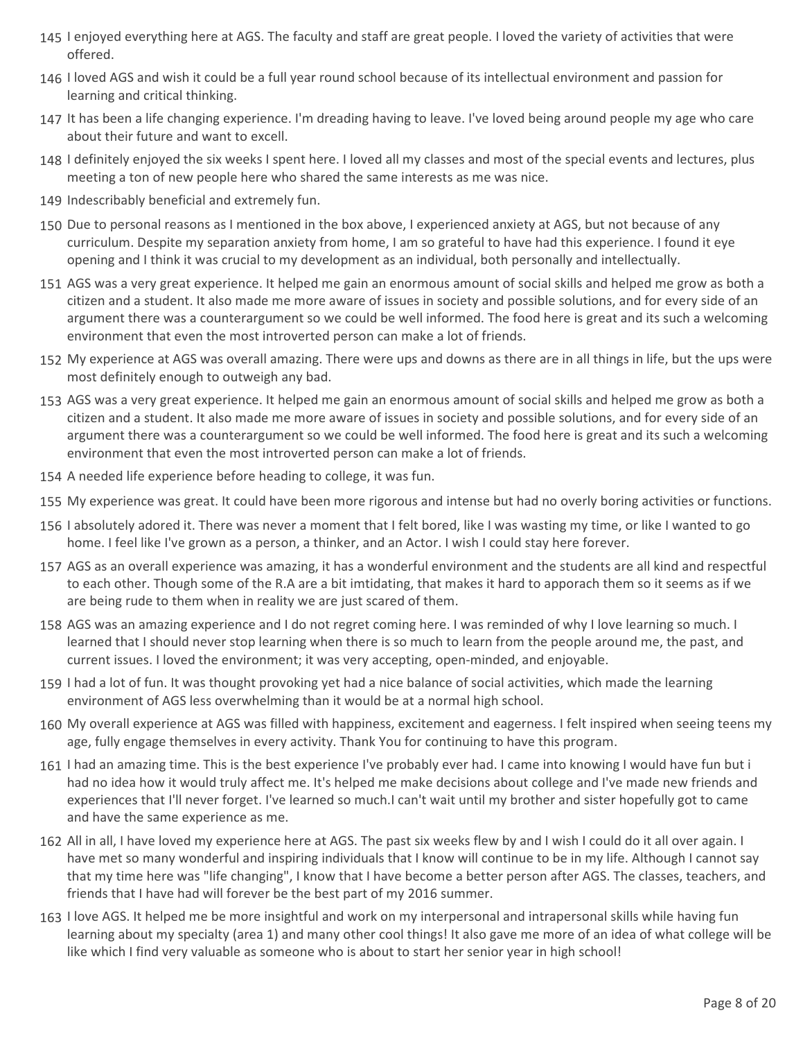145 I enjoyed everything here at AGS. The faculty and staff are great people. I loved the variety of activities that were offered.

146 I loved AGS and wish it could be a full year round school because of its intellectual environment and passion for learning and critical thinking.

147 It has been a life changing experience. I'm dreading having to leave. I've loved being around people my age who care about their future and want to excell.

148 I definitely enjoyed the six weeks I spent here. I loved all my classes and most of the special events and lectures, plus meeting a ton of new people here who shared the same interests as me was nice.

149 Indescribably beneficial and extremely fun.

150 Due to personal reasons as I mentioned in the box above, I experienced anxiety at AGS, but not because of any curriculum. Despite my separation anxiety from home, I am so grateful to have had this experience. I found it eye opening and I think it was crucial to my development as an individual, both personally and intellectually.

151 AGS was a very great experience. It helped me gain an enormous amount of social skills and helped me grow as both a citizen and a student. It also made me more aware of issues in society and possible solutions, and for every side of an argument there was a counterargument so we could be well informed. The food here is great and its such a welcoming environment that even the most introverted person can make a lot of friends.

152 My experience at AGS was overall amazing. There were ups and downs as there are in all things in life, but the ups were most definitely enough to outweigh any bad.

153 AGS was a very great experience. It helped me gain an enormous amount of social skills and helped me grow as both a citizen and a student. It also made me more aware of issues in society and possible solutions, and for every side of an argument there was a counterargument so we could be well informed. The food here is great and its such a welcoming environment that even the most introverted person can make a lot of friends.

154 A needed life experience before heading to college, it was fun.

155 My experience was great. It could have been more rigorous and intense but had no overly boring activities or functions.

156 I absolutely adored it. There was never a moment that I felt bored, like I was wasting my time, or like I wanted to go home. I feel like I've grown as a person, a thinker, and an Actor. I wish I could stay here forever.

157 AGS as an overall experience was amazing, it has a wonderful environment and the students are all kind and respectful to each other. Though some of the R.A are a bit imtidating, that makes it hard to apporach them so it seems as if we are being rude to them when in reality we are just scared of them.

158 AGS was an amazing experience and I do not regret coming here. I was reminded of why I love learning so much. I learned that I should never stop learning when there is so much to learn from the people around me, the past, and current issues. I loved the environment; it was very accepting, open-minded, and enjoyable.

159 I had a lot of fun. It was thought provoking yet had a nice balance of social activities, which made the learning environment of AGS less overwhelming than it would be at a normal high school.

160 My overall experience at AGS was filled with happiness, excitement and eagerness. I felt inspired when seeing teens my age, fully engage themselves in every activity. Thank You for continuing to have this program.

161 I had an amazing time. This is the best experience I've probably ever had. I came into knowing I would have fun but i had no idea how it would truly affect me. It's helped me make decisions about college and I've made new friends and experiences that I'll never forget. I've learned so much.I can't wait until my brother and sister hopefully got to came and have the same experience as me.

162 All in all, I have loved my experience here at AGS. The past six weeks flew by and I wish I could do it all over again. I have met so many wonderful and inspiring individuals that I know will continue to be in my life. Although I cannot say that my time here was "life changing", I know that I have become a better person after AGS. The classes, teachers, and friends that I have had will forever be the best part of my 2016 summer.

163 I love AGS. It helped me be more insightful and work on my interpersonal and intrapersonal skills while having fun learning about my specialty (area 1) and many other cool things! It also gave me more of an idea of what college will be like which I find very valuable as someone who is about to start her senior year in high school!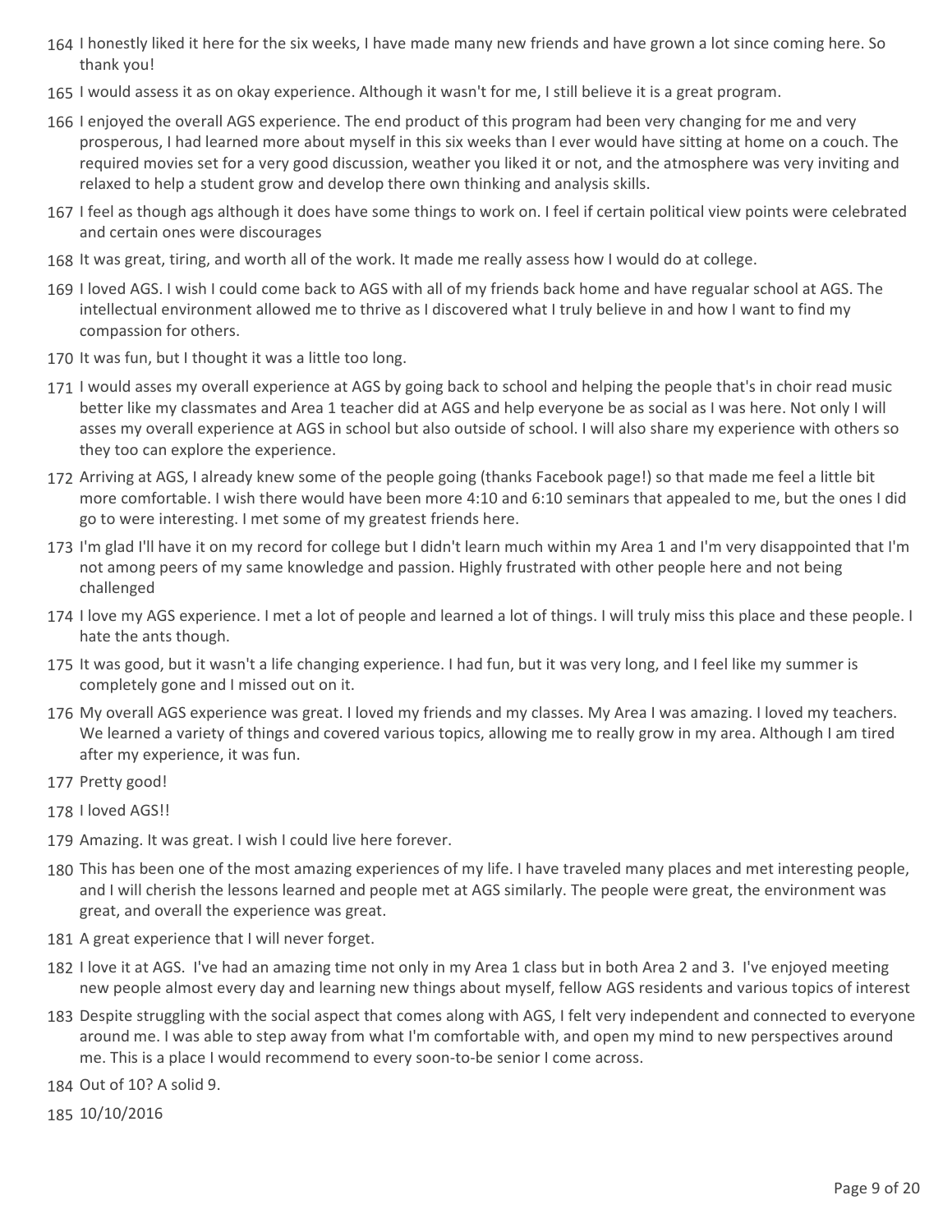164 I honestly liked it here for the six weeks, I have made many new friends and have grown a lot since coming here. So thank you!

165 I would assess it as on okay experience. Although it wasn't for me, I still believe it is a great program.

166 I enjoyed the overall AGS experience. The end product of this program had been very changing for me and very prosperous, I had learned more about myself in this six weeks than I ever would have sitting at home on a couch. The required movies set for a very good discussion, weather you liked it or not, and the atmosphere was very inviting and relaxed to help a student grow and develop there own thinking and analysis skills.

167 I feel as though ags although it does have some things to work on. I feel if certain political view points were celebrated and certain ones were discourages

168 It was great, tiring, and worth all of the work. It made me really assess how I would do at college.

169 I loved AGS. I wish I could come back to AGS with all of my friends back home and have regualar school at AGS. The intellectual environment allowed me to thrive as I discovered what I truly believe in and how I want to find my compassion for others.

170 It was fun, but I thought it was a little too long.

171 I would asses my overall experience at AGS by going back to school and helping the people that's in choir read music better like my classmates and Area 1 teacher did at AGS and help everyone be as social as I was here. Not only I will asses my overall experience at AGS in school but also outside of school. I will also share my experience with others so they too can explore the experience.

172 Arriving at AGS, I already knew some of the people going (thanks Facebook page!) so that made me feel a little bit more comfortable. I wish there would have been more 4:10 and 6:10 seminars that appealed to me, but the ones I did go to were interesting. I met some of my greatest friends here.

173 I'm glad I'll have it on my record for college but I didn't learn much within my Area 1 and I'm very disappointed that I'm not among peers of my same knowledge and passion. Highly frustrated with other people here and not being challenged

174 I love my AGS experience. I met a lot of people and learned a lot of things. I will truly miss this place and these people. I hate the ants though.

175 It was good, but it wasn't a life changing experience. I had fun, but it was very long, and I feel like my summer is completely gone and I missed out on it.

176 My overall AGS experience was great. I loved my friends and my classes. My Area I was amazing. I loved my teachers. We learned a variety of things and covered various topics, allowing me to really grow in my area. Although I am tired after my experience, it was fun.

177 Pretty good!

178 I loved AGS!!

179 Amazing. It was great. I wish I could live here forever.

180 This has been one of the most amazing experiences of my life. I have traveled many places and met interesting people, and I will cherish the lessons learned and people met at AGS similarly. The people were great, the environment was great, and overall the experience was great.

181 A great experience that I will never forget.

182 I love it at AGS. I've had an amazing time not only in my Area 1 class but in both Area 2 and 3. I've enjoyed meeting new people almost every day and learning new things about myself, fellow AGS residents and various topics of interest

183 Despite struggling with the social aspect that comes along with AGS, I felt very independent and connected to everyone around me. I was able to step away from what I'm comfortable with, and open my mind to new perspectives around me. This is a place I would recommend to every soon-to-be senior I come across.

184 Out of 10? A solid 9.

185 10/10/2016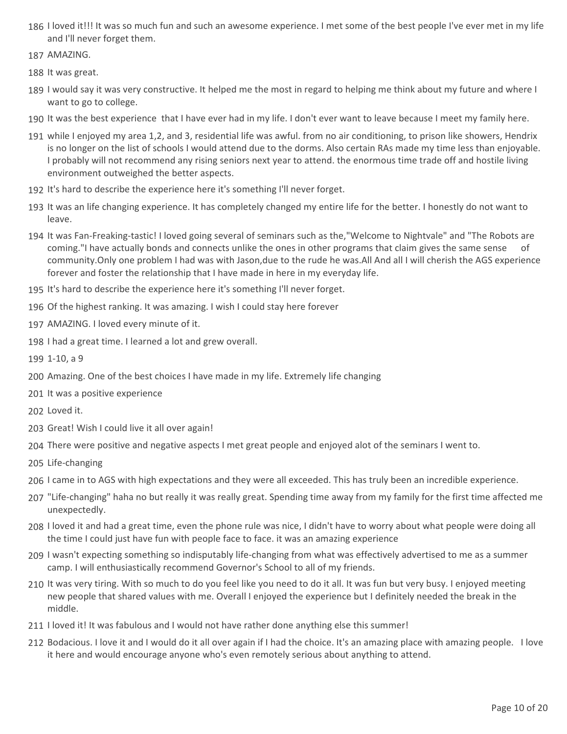186 I loved it!!! It was so much fun and such an awesome experience. I met some of the best people I've ever met in my life and I'll never forget them.

187 AMAZING.

188 It was great.

189 I would say it was very constructive. It helped me the most in regard to helping me think about my future and where I want to go to college.

190 It was the best experience  that I have ever had in my life. I don't ever want to leave because I meet my family here.

191 while I enjoyed my area 1,2, and 3, residential life was awful. from no air conditioning, to prison like showers, Hendrix is no longer on the list of schools I would attend due to the dorms. Also certain RAs made my time less than enjoyable. I probably will not recommend any rising seniors next year to attend. the enormous time trade off and hostile living environment outweighed the better aspects.

192 It's hard to describe the experience here it's something I'll never forget.

193 It was an life changing experience. It has completely changed my entire life for the better. I honestly do not want to leave.

194 It was Fan-Freaking-tastic! I loved going several of seminars such as the,"Welcome to Nightvale" and "The Robots are coming."I have actually bonds and connects unlike the ones in other programs that claim gives the same sense of community.Only one problem I had was with Jason,due to the rude he was.All And all I will cherish the AGS experience forever and foster the relationship that I have made in here in my everyday life.

195 It's hard to describe the experience here it's something I'll never forget.

196 Of the highest ranking. It was amazing. I wish I could stay here forever

197 AMAZING. I loved every minute of it.

198 I had a great time. I learned a lot and grew overall.

199 1-10, a 9

200 Amazing. One of the best choices I have made in my life. Extremely life changing

201 It was a positive experience

202 Loved it.

203 Great! Wish I could live it all over again!

204 There were positive and negative aspects I met great people and enjoyed alot of the seminars I went to.

205 Life-changing

206 I came in to AGS with high expectations and they were all exceeded. This has truly been an incredible experience.

207 "Life-changing" haha no but really it was really great. Spending time away from my family for the first time affected me unexpectedly.

208 I loved it and had a great time, even the phone rule was nice, I didn't have to worry about what people were doing all the time I could just have fun with people face to face. it was an amazing experience

209 I wasn't expecting something so indisputably life-changing from what was effectively advertised to me as a summer camp. I will enthusiastically recommend Governor's School to all of my friends.

210 It was very tiring. With so much to do you feel like you need to do it all. It was fun but very busy. I enjoyed meeting new people that shared values with me. Overall I enjoyed the experience but I definitely needed the break in the middle.

211 I loved it! It was fabulous and I would not have rather done anything else this summer!

212 Bodacious. I love it and I would do it all over again if I had the choice. It's an amazing place with amazing people. I love it here and would encourage anyone who's even remotely serious about anything to attend.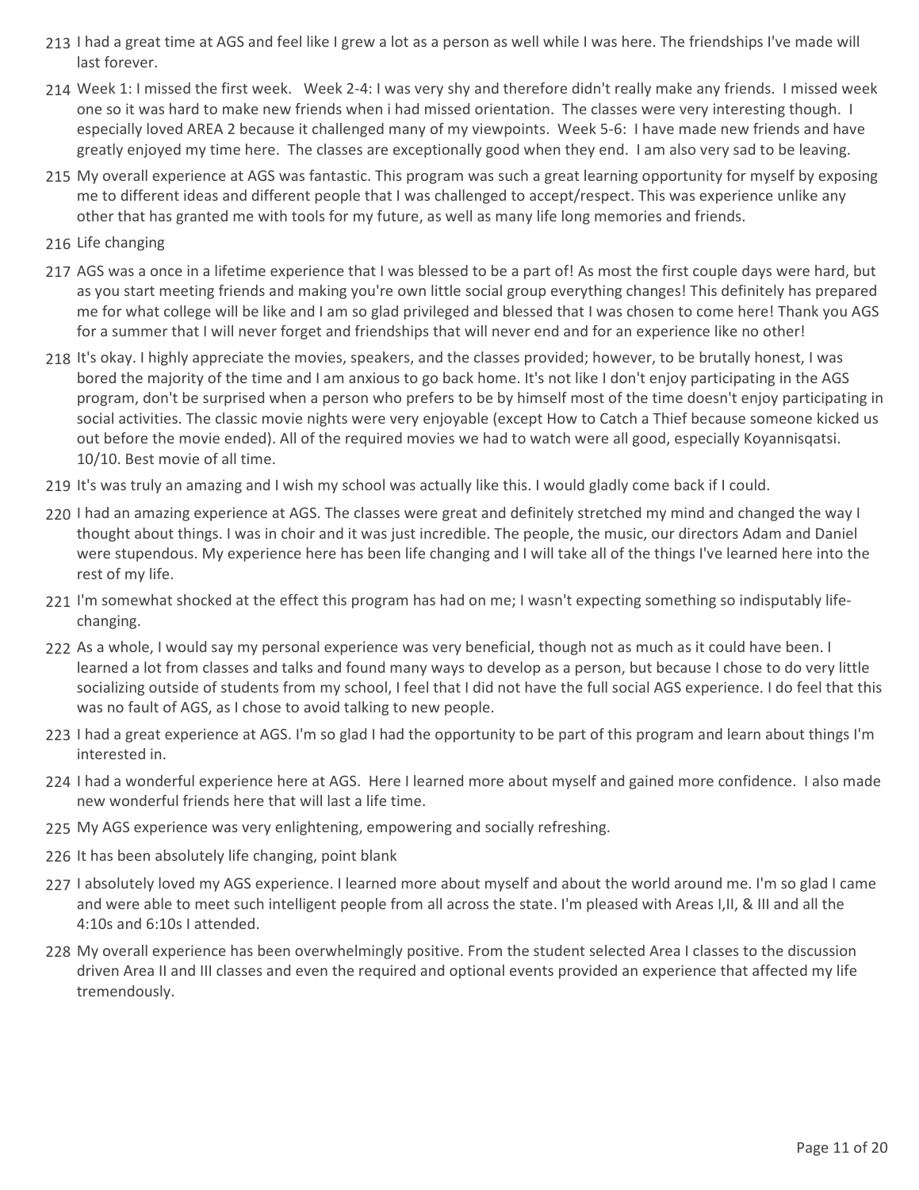213 I had a great time at AGS and feel like I grew a lot as a person as well while I was here. The friendships I've made will last forever.

214 Week 1: I missed the first week.   Week 2-4: I was very shy and therefore didn't really make any friends.  I missed week one so it was hard to make new friends when i had missed orientation.  The classes were very interesting though.  I especially loved AREA 2 because it challenged many of my viewpoints.  Week 5-6:  I have made new friends and have greatly enjoyed my time here.  The classes are exceptionally good when they end.  I am also very sad to be leaving.

215 My overall experience at AGS was fantastic. This program was such a great learning opportunity for myself by exposing me to different ideas and different people that I was challenged to accept/respect. This was experience unlike any other that has granted me with tools for my future, as well as many life long memories and friends.

216 Life changing

217 AGS was a once in a lifetime experience that I was blessed to be a part of! As most the first couple days were hard, but as you start meeting friends and making you're own little social group everything changes! This definitely has prepared me for what college will be like and I am so glad privileged and blessed that I was chosen to come here! Thank you AGS for a summer that I will never forget and friendships that will never end and for an experience like no other!

218 It's okay. I highly appreciate the movies, speakers, and the classes provided; however, to be brutally honest, I was bored the majority of the time and I am anxious to go back home. It's not like I don't enjoy participating in the AGS program, don't be surprised when a person who prefers to be by himself most of the time doesn't enjoy participating in social activities. The classic movie nights were very enjoyable (except How to Catch a Thief because someone kicked us out before the movie ended). All of the required movies we had to watch were all good, especially Koyannisqatsi. 10/10. Best movie of all time.

219 It's was truly an amazing and I wish my school was actually like this. I would gladly come back if I could.

220 I had an amazing experience at AGS. The classes were great and definitely stretched my mind and changed the way I thought about things. I was in choir and it was just incredible. The people, the music, our directors Adam and Daniel were stupendous. My experience here has been life changing and I will take all of the things I've learned here into the rest of my life.

221 I'm somewhat shocked at the effect this program has had on me; I wasn't expecting something so indisputably life-changing.

222 As a whole, I would say my personal experience was very beneficial, though not as much as it could have been. I learned a lot from classes and talks and found many ways to develop as a person, but because I chose to do very little socializing outside of students from my school, I feel that I did not have the full social AGS experience. I do feel that this was no fault of AGS, as I chose to avoid talking to new people.

223 I had a great experience at AGS. I'm so glad I had the opportunity to be part of this program and learn about things I'm interested in.

224 I had a wonderful experience here at AGS.  Here I learned more about myself and gained more confidence.  I also made new wonderful friends here that will last a life time.

225 My AGS experience was very enlightening, empowering and socially refreshing.

226 It has been absolutely life changing, point blank

227 I absolutely loved my AGS experience. I learned more about myself and about the world around me. I'm so glad I came and were able to meet such intelligent people from all across the state. I'm pleased with Areas I,II, & III and all the 4:10s and 6:10s I attended.

228 My overall experience has been overwhelmingly positive. From the student selected Area I classes to the discussion driven Area II and III classes and even the required and optional events provided an experience that affected my life tremendously.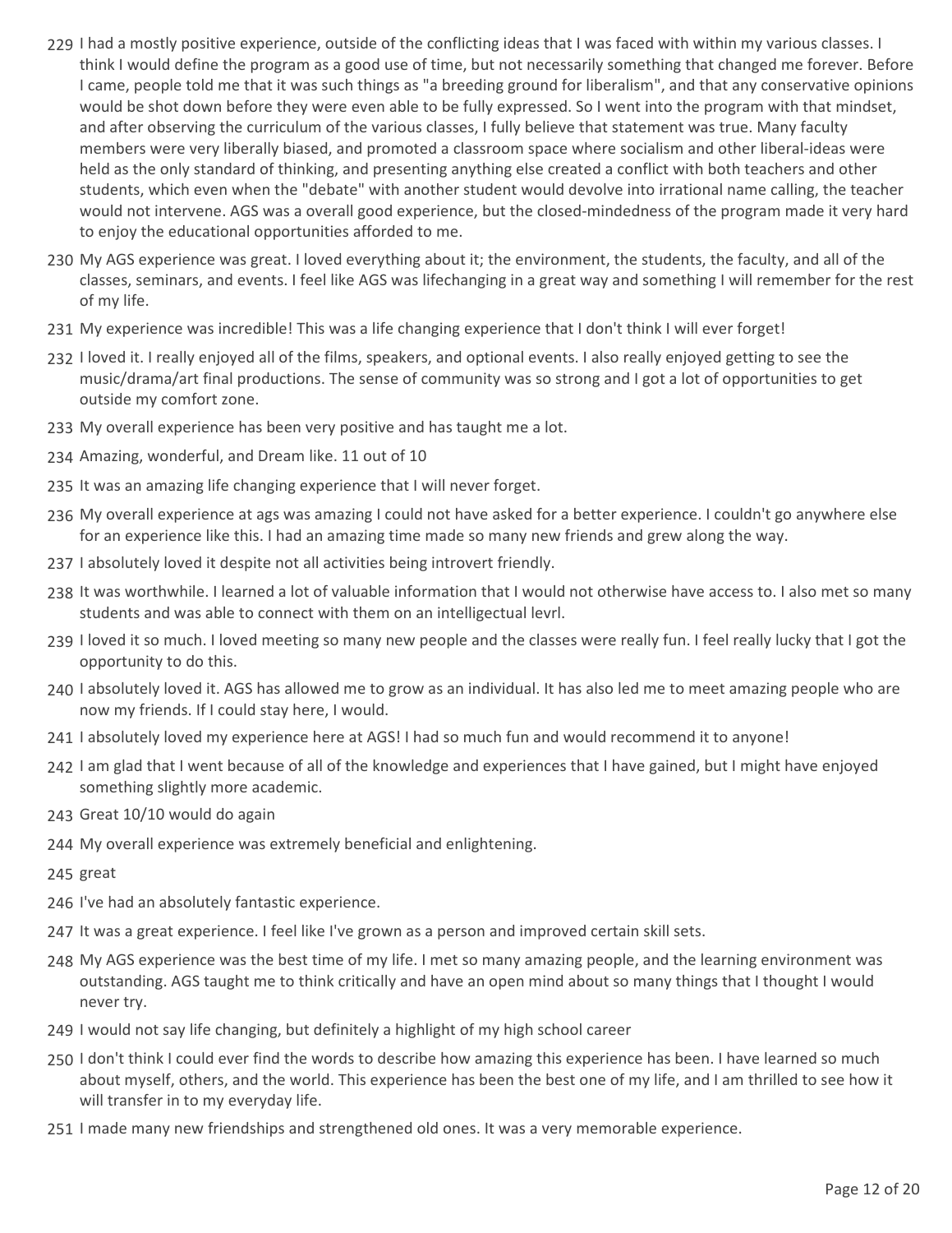229 I had a mostly positive experience, outside of the conflicting ideas that I was faced with within my various classes. I think I would define the program as a good use of time, but not necessarily something that changed me forever. Before I came, people told me that it was such things as "a breeding ground for liberalism", and that any conservative opinions would be shot down before they were even able to be fully expressed. So I went into the program with that mindset, and after observing the curriculum of the various classes, I fully believe that statement was true. Many faculty members were very liberally biased, and promoted a classroom space where socialism and other liberal-ideas were held as the only standard of thinking, and presenting anything else created a conflict with both teachers and other students, which even when the "debate" with another student would devolve into irrational name calling, the teacher would not intervene. AGS was a overall good experience, but the closed-mindedness of the program made it very hard to enjoy the educational opportunities afforded to me.

230 My AGS experience was great. I loved everything about it; the environment, the students, the faculty, and all of the classes, seminars, and events. I feel like AGS was lifechanging in a great way and something I will remember for the rest of my life.

231 My experience was incredible! This was a life changing experience that I don't think I will ever forget!

232 I loved it. I really enjoyed all of the films, speakers, and optional events. I also really enjoyed getting to see the music/drama/art final productions. The sense of community was so strong and I got a lot of opportunities to get outside my comfort zone.

233 My overall experience has been very positive and has taught me a lot.

234 Amazing, wonderful, and Dream like. 11 out of 10

235 It was an amazing life changing experience that I will never forget.

236 My overall experience at ags was amazing I could not have asked for a better experience. I couldn't go anywhere else for an experience like this. I had an amazing time made so many new friends and grew along the way.

237 I absolutely loved it despite not all activities being introvert friendly.

238 It was worthwhile. I learned a lot of valuable information that I would not otherwise have access to. I also met so many students and was able to connect with them on an intelligectual levrl.

239 I loved it so much. I loved meeting so many new people and the classes were really fun. I feel really lucky that I got the opportunity to do this.

240 I absolutely loved it. AGS has allowed me to grow as an individual. It has also led me to meet amazing people who are now my friends. If I could stay here, I would.

241 I absolutely loved my experience here at AGS! I had so much fun and would recommend it to anyone!

242 I am glad that I went because of all of the knowledge and experiences that I have gained, but I might have enjoyed something slightly more academic.

243 Great 10/10 would do again

244 My overall experience was extremely beneficial and enlightening.

245 great

246 I've had an absolutely fantastic experience.

247 It was a great experience. I feel like I've grown as a person and improved certain skill sets.

248 My AGS experience was the best time of my life. I met so many amazing people, and the learning environment was outstanding. AGS taught me to think critically and have an open mind about so many things that I thought I would never try.

249 I would not say life changing, but definitely a highlight of my high school career

250 I don't think I could ever find the words to describe how amazing this experience has been. I have learned so much about myself, others, and the world. This experience has been the best one of my life, and I am thrilled to see how it will transfer in to my everyday life.

251 I made many new friendships and strengthened old ones. It was a very memorable experience.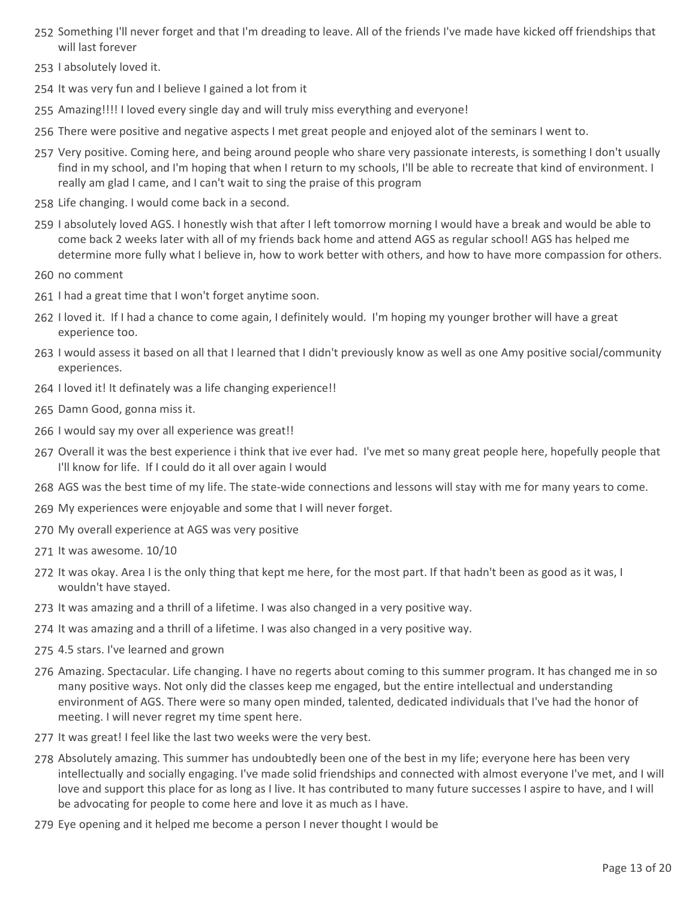252 Something I'll never forget and that I'm dreading to leave. All of the friends I've made have kicked off friendships that will last forever

253 I absolutely loved it.

254 It was very fun and I believe I gained a lot from it

255 Amazing!!!! I loved every single day and will truly miss everything and everyone!

256 There were positive and negative aspects I met great people and enjoyed alot of the seminars I went to.

257 Very positive. Coming here, and being around people who share very passionate interests, is something I don't usually find in my school, and I'm hoping that when I return to my schools, I'll be able to recreate that kind of environment. I really am glad I came, and I can't wait to sing the praise of this program

258 Life changing. I would come back in a second.

259 I absolutely loved AGS. I honestly wish that after I left tomorrow morning I would have a break and would be able to come back 2 weeks later with all of my friends back home and attend AGS as regular school! AGS has helped me determine more fully what I believe in, how to work better with others, and how to have more compassion for others.

260 no comment

261 I had a great time that I won't forget anytime soon.

262 I loved it. If I had a chance to come again, I definitely would. I'm hoping my younger brother will have a great experience too.

263 I would assess it based on all that I learned that I didn't previously know as well as one Amy positive social/community experiences.

264 I loved it! It definately was a life changing experience!!

265 Damn Good, gonna miss it.

266 I would say my over all experience was great!!

267 Overall it was the best experience i think that ive ever had. I've met so many great people here, hopefully people that I'll know for life. If I could do it all over again I would

268 AGS was the best time of my life. The state-wide connections and lessons will stay with me for many years to come.

269 My experiences were enjoyable and some that I will never forget.

270 My overall experience at AGS was very positive

271 It was awesome. 10/10

272 It was okay. Area I is the only thing that kept me here, for the most part. If that hadn't been as good as it was, I wouldn't have stayed.

273 It was amazing and a thrill of a lifetime. I was also changed in a very positive way.

274 It was amazing and a thrill of a lifetime. I was also changed in a very positive way.

275 4.5 stars. I've learned and grown

276 Amazing. Spectacular. Life changing. I have no regerts about coming to this summer program. It has changed me in so many positive ways. Not only did the classes keep me engaged, but the entire intellectual and understanding environment of AGS. There were so many open minded, talented, dedicated individuals that I've had the honor of meeting. I will never regret my time spent here.

277 It was great! I feel like the last two weeks were the very best.

278 Absolutely amazing. This summer has undoubtedly been one of the best in my life; everyone here has been very intellectually and socially engaging. I've made solid friendships and connected with almost everyone I've met, and I will love and support this place for as long as I live. It has contributed to many future successes I aspire to have, and I will be advocating for people to come here and love it as much as I have.

279 Eye opening and it helped me become a person I never thought I would be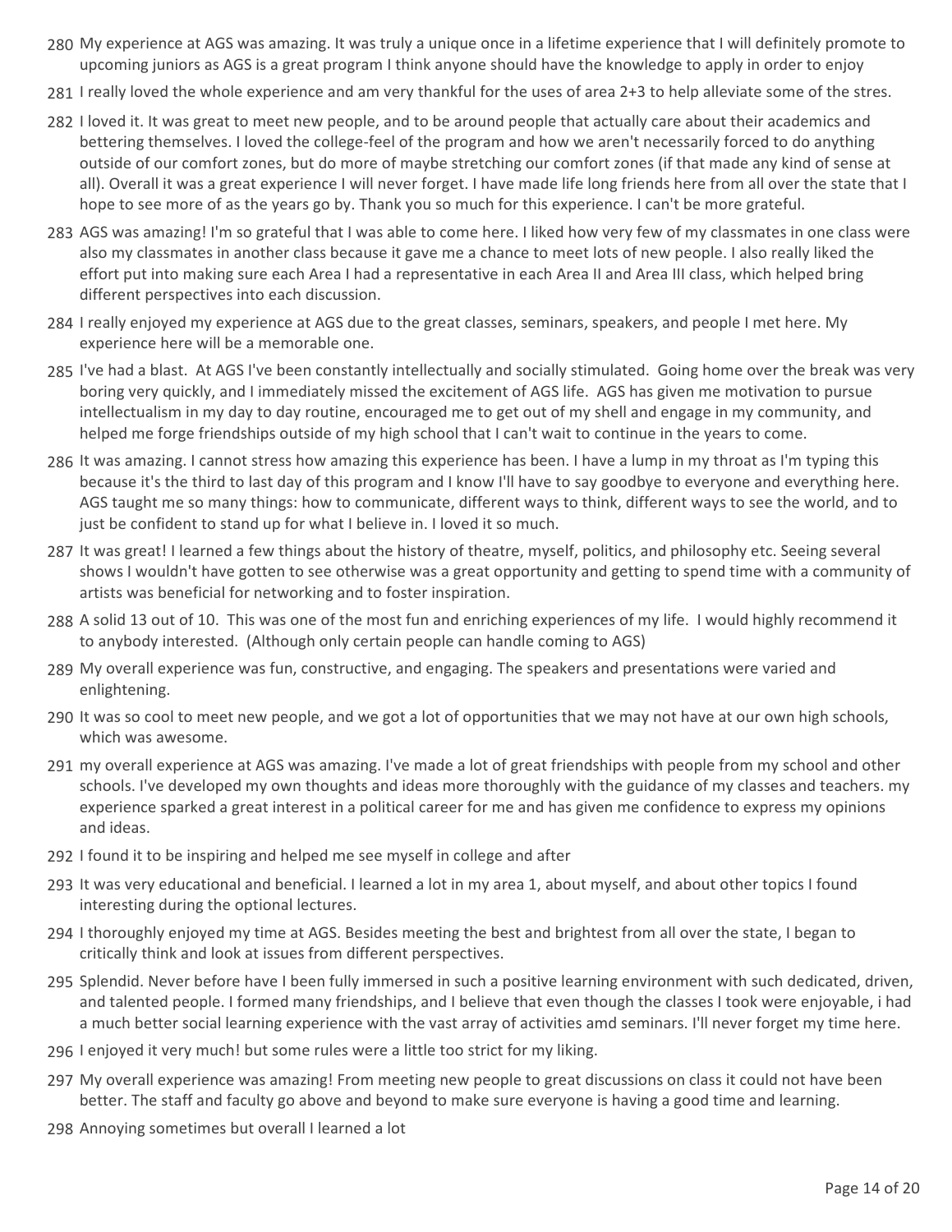280 My experience at AGS was amazing. It was truly a unique once in a lifetime experience that I will definitely promote to upcoming juniors as AGS is a great program I think anyone should have the knowledge to apply in order to enjoy

281 I really loved the whole experience and am very thankful for the uses of area 2+3 to help alleviate some of the stres.

282 I loved it. It was great to meet new people, and to be around people that actually care about their academics and bettering themselves. I loved the college-feel of the program and how we aren't necessarily forced to do anything outside of our comfort zones, but do more of maybe stretching our comfort zones (if that made any kind of sense at all). Overall it was a great experience I will never forget. I have made life long friends here from all over the state that I hope to see more of as the years go by. Thank you so much for this experience. I can't be more grateful.

283 AGS was amazing! I'm so grateful that I was able to come here. I liked how very few of my classmates in one class were also my classmates in another class because it gave me a chance to meet lots of new people. I also really liked the effort put into making sure each Area I had a representative in each Area II and Area III class, which helped bring different perspectives into each discussion.

284 I really enjoyed my experience at AGS due to the great classes, seminars, speakers, and people I met here. My experience here will be a memorable one.

285 I've had a blast. At AGS I've been constantly intellectually and socially stimulated. Going home over the break was very boring very quickly, and I immediately missed the excitement of AGS life. AGS has given me motivation to pursue intellectualism in my day to day routine, encouraged me to get out of my shell and engage in my community, and helped me forge friendships outside of my high school that I can't wait to continue in the years to come.

286 It was amazing. I cannot stress how amazing this experience has been. I have a lump in my throat as I'm typing this because it's the third to last day of this program and I know I'll have to say goodbye to everyone and everything here. AGS taught me so many things: how to communicate, different ways to think, different ways to see the world, and to just be confident to stand up for what I believe in. I loved it so much.

287 It was great! I learned a few things about the history of theatre, myself, politics, and philosophy etc. Seeing several shows I wouldn't have gotten to see otherwise was a great opportunity and getting to spend time with a community of artists was beneficial for networking and to foster inspiration.

288 A solid 13 out of 10. This was one of the most fun and enriching experiences of my life. I would highly recommend it to anybody interested. (Although only certain people can handle coming to AGS)

289 My overall experience was fun, constructive, and engaging. The speakers and presentations were varied and enlightening.

290 It was so cool to meet new people, and we got a lot of opportunities that we may not have at our own high schools, which was awesome.

291 my overall experience at AGS was amazing. I've made a lot of great friendships with people from my school and other schools. I've developed my own thoughts and ideas more thoroughly with the guidance of my classes and teachers. my experience sparked a great interest in a political career for me and has given me confidence to express my opinions and ideas.

292 I found it to be inspiring and helped me see myself in college and after

293 It was very educational and beneficial. I learned a lot in my area 1, about myself, and about other topics I found interesting during the optional lectures.

294 I thoroughly enjoyed my time at AGS. Besides meeting the best and brightest from all over the state, I began to critically think and look at issues from different perspectives.

295 Splendid. Never before have I been fully immersed in such a positive learning environment with such dedicated, driven, and talented people. I formed many friendships, and I believe that even though the classes I took were enjoyable, i had a much better social learning experience with the vast array of activities amd seminars. I'll never forget my time here.

296 I enjoyed it very much! but some rules were a little too strict for my liking.

297 My overall experience was amazing! From meeting new people to great discussions on class it could not have been better. The staff and faculty go above and beyond to make sure everyone is having a good time and learning.

298 Annoying sometimes but overall I learned a lot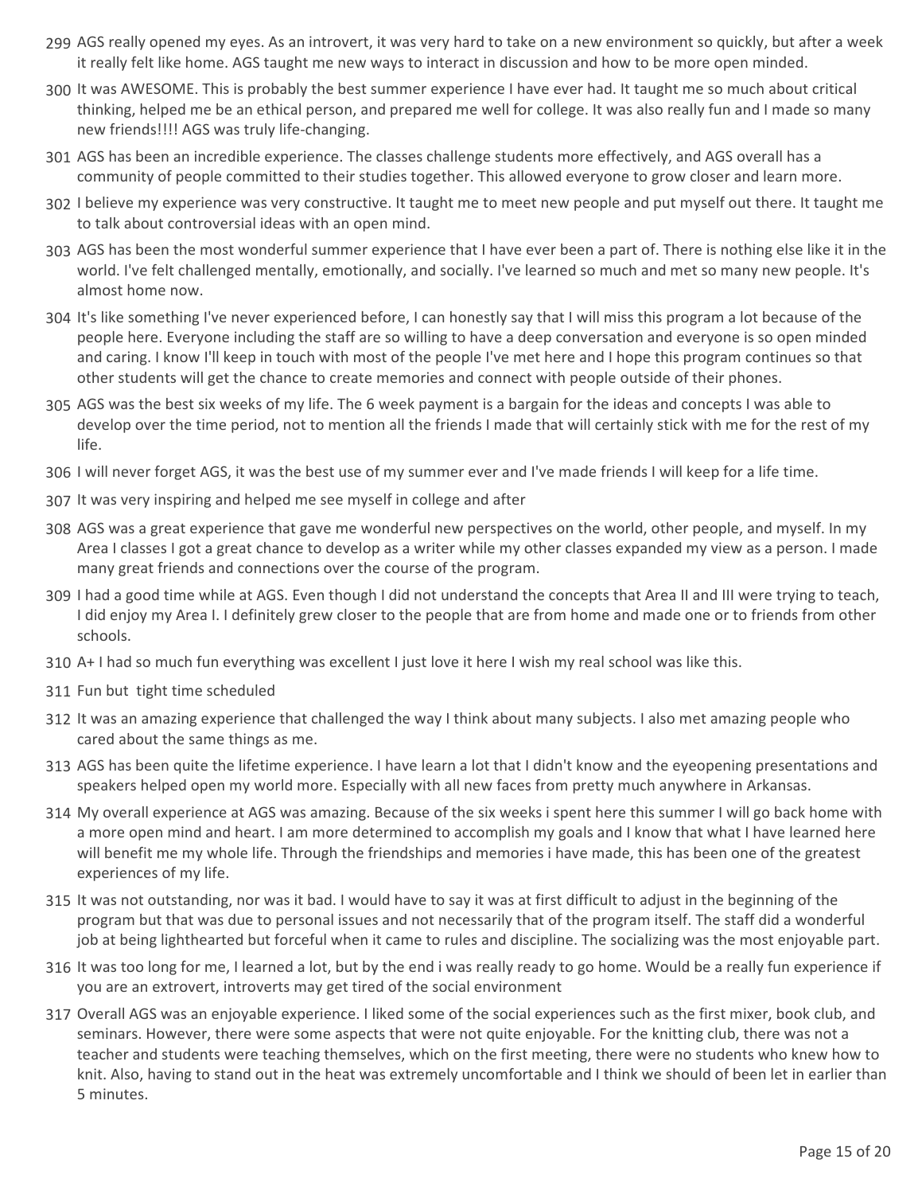299 AGS really opened my eyes. As an introvert, it was very hard to take on a new environment so quickly, but after a week it really felt like home. AGS taught me new ways to interact in discussion and how to be more open minded.

300 It was AWESOME. This is probably the best summer experience I have ever had. It taught me so much about critical thinking, helped me be an ethical person, and prepared me well for college. It was also really fun and I made so many new friends!!!! AGS was truly life-changing.

301 AGS has been an incredible experience. The classes challenge students more effectively, and AGS overall has a community of people committed to their studies together. This allowed everyone to grow closer and learn more.

302 I believe my experience was very constructive. It taught me to meet new people and put myself out there. It taught me to talk about controversial ideas with an open mind.

303 AGS has been the most wonderful summer experience that I have ever been a part of. There is nothing else like it in the world. I've felt challenged mentally, emotionally, and socially. I've learned so much and met so many new people. It's almost home now.

304 It's like something I've never experienced before, I can honestly say that I will miss this program a lot because of the people here. Everyone including the staff are so willing to have a deep conversation and everyone is so open minded and caring. I know I'll keep in touch with most of the people I've met here and I hope this program continues so that other students will get the chance to create memories and connect with people outside of their phones.

305 AGS was the best six weeks of my life. The 6 week payment is a bargain for the ideas and concepts I was able to develop over the time period, not to mention all the friends I made that will certainly stick with me for the rest of my life.

306 I will never forget AGS, it was the best use of my summer ever and I've made friends I will keep for a life time.

307 It was very inspiring and helped me see myself in college and after

308 AGS was a great experience that gave me wonderful new perspectives on the world, other people, and myself. In my Area I classes I got a great chance to develop as a writer while my other classes expanded my view as a person. I made many great friends and connections over the course of the program.

309 I had a good time while at AGS. Even though I did not understand the concepts that Area II and III were trying to teach, I did enjoy my Area I. I definitely grew closer to the people that are from home and made one or to friends from other schools.

310 A+ I had so much fun everything was excellent I just love it here I wish my real school was like this.

311 Fun but tight time scheduled

312 It was an amazing experience that challenged the way I think about many subjects. I also met amazing people who cared about the same things as me.

313 AGS has been quite the lifetime experience. I have learn a lot that I didn't know and the eyeopening presentations and speakers helped open my world more. Especially with all new faces from pretty much anywhere in Arkansas.

314 My overall experience at AGS was amazing. Because of the six weeks i spent here this summer I will go back home with a more open mind and heart. I am more determined to accomplish my goals and I know that what I have learned here will benefit me my whole life. Through the friendships and memories i have made, this has been one of the greatest experiences of my life.

315 It was not outstanding, nor was it bad. I would have to say it was at first difficult to adjust in the beginning of the program but that was due to personal issues and not necessarily that of the program itself. The staff did a wonderful job at being lighthearted but forceful when it came to rules and discipline. The socializing was the most enjoyable part.

316 It was too long for me, I learned a lot, but by the end i was really ready to go home. Would be a really fun experience if you are an extrovert, introverts may get tired of the social environment

317 Overall AGS was an enjoyable experience. I liked some of the social experiences such as the first mixer, book club, and seminars. However, there were some aspects that were not quite enjoyable. For the knitting club, there was not a teacher and students were teaching themselves, which on the first meeting, there were no students who knew how to knit. Also, having to stand out in the heat was extremely uncomfortable and I think we should of been let in earlier than 5 minutes.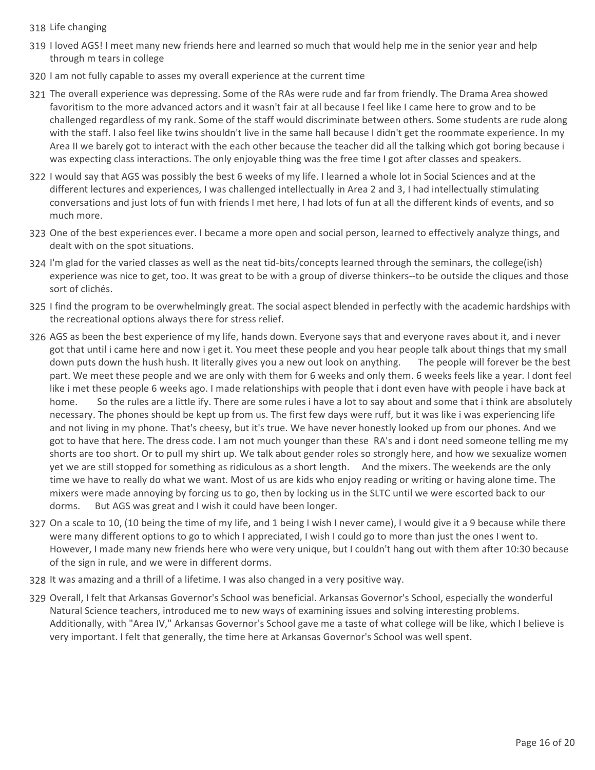318 Life changing

319 I loved AGS! I meet many new friends here and learned so much that would help me in the senior year and help through m tears in college

320 I am not fully capable to asses my overall experience at the current time

321 The overall experience was depressing. Some of the RAs were rude and far from friendly. The Drama Area showed favoritism to the more advanced actors and it wasn't fair at all because I feel like I came here to grow and to be challenged regardless of my rank. Some of the staff would discriminate between others. Some students are rude along with the staff. I also feel like twins shouldn't live in the same hall because I didn't get the roommate experience. In my Area II we barely got to interact with the each other because the teacher did all the talking which got boring because i was expecting class interactions. The only enjoyable thing was the free time I got after classes and speakers.

322 I would say that AGS was possibly the best 6 weeks of my life. I learned a whole lot in Social Sciences and at the different lectures and experiences, I was challenged intellectually in Area 2 and 3, I had intellectually stimulating conversations and just lots of fun with friends I met here, I had lots of fun at all the different kinds of events, and so much more.

323 One of the best experiences ever. I became a more open and social person, learned to effectively analyze things, and dealt with on the spot situations.

324 I'm glad for the varied classes as well as the neat tid-bits/concepts learned through the seminars, the college(ish) experience was nice to get, too. It was great to be with a group of diverse thinkers--to be outside the cliques and those sort of clichés.

325 I find the program to be overwhelmingly great. The social aspect blended in perfectly with the academic hardships with the recreational options always there for stress relief.

326 AGS as been the best experience of my life, hands down. Everyone says that and everyone raves about it, and i never got that until i came here and now i get it. You meet these people and you hear people talk about things that my small down puts down the hush hush. It literally gives you a new out look on anything. The people will forever be the best part. We meet these people and we are only with them for 6 weeks and only them. 6 weeks feels like a year. I dont feel like i met these people 6 weeks ago. I made relationships with people that i dont even have with people i have back at home. So the rules are a little ify. There are some rules i have a lot to say about and some that i think are absolutely necessary. The phones should be kept up from us. The first few days were ruff, but it was like i was experiencing life and not living in my phone. That's cheesy, but it's true. We have never honestly looked up from our phones. And we got to have that here. The dress code. I am not much younger than these RA's and i dont need someone telling me my shorts are too short. Or to pull my shirt up. We talk about gender roles so strongly here, and how we sexualize women yet we are still stopped for something as ridiculous as a short length. And the mixers. The weekends are the only time we have to really do what we want. Most of us are kids who enjoy reading or writing or having alone time. The mixers were made annoying by forcing us to go, then by locking us in the SLTC until we were escorted back to our dorms. But AGS was great and I wish it could have been longer.

327 On a scale to 10, (10 being the time of my life, and 1 being I wish I never came), I would give it a 9 because while there were many different options to go to which I appreciated, I wish I could go to more than just the ones I went to. However, I made many new friends here who were very unique, but I couldn't hang out with them after 10:30 because of the sign in rule, and we were in different dorms.

328 It was amazing and a thrill of a lifetime. I was also changed in a very positive way.

329 Overall, I felt that Arkansas Governor's School was beneficial. Arkansas Governor's School, especially the wonderful Natural Science teachers, introduced me to new ways of examining issues and solving interesting problems. Additionally, with "Area IV," Arkansas Governor's School gave me a taste of what college will be like, which I believe is very important. I felt that generally, the time here at Arkansas Governor's School was well spent.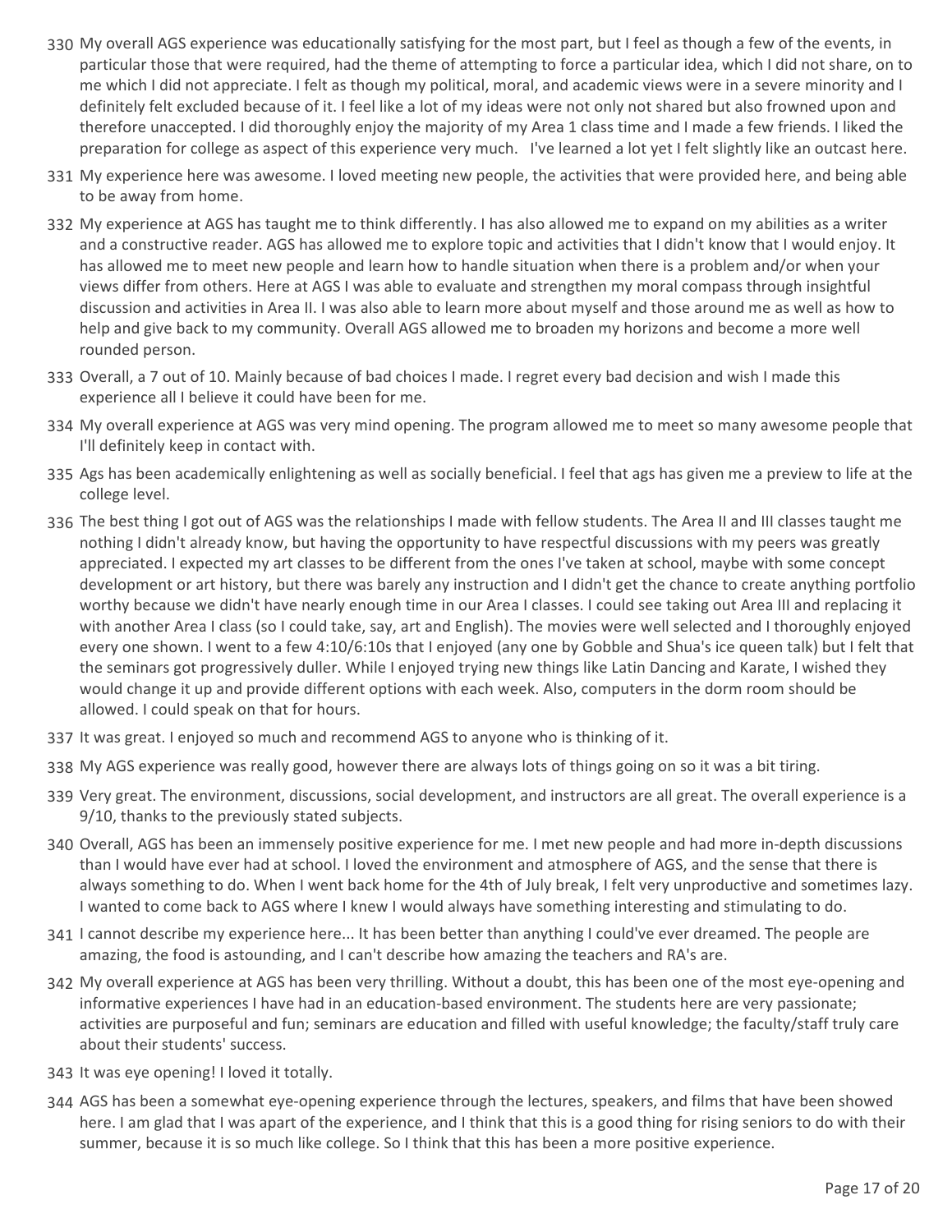330 My overall AGS experience was educationally satisfying for the most part, but I feel as though a few of the events, in particular those that were required, had the theme of attempting to force a particular idea, which I did not share, on to me which I did not appreciate. I felt as though my political, moral, and academic views were in a severe minority and I definitely felt excluded because of it. I feel like a lot of my ideas were not only not shared but also frowned upon and therefore unaccepted. I did thoroughly enjoy the majority of my Area 1 class time and I made a few friends. I liked the preparation for college as aspect of this experience very much.   I've learned a lot yet I felt slightly like an outcast here.

331 My experience here was awesome. I loved meeting new people, the activities that were provided here, and being able to be away from home.

332 My experience at AGS has taught me to think differently. I has also allowed me to expand on my abilities as a writer and a constructive reader. AGS has allowed me to explore topic and activities that I didn't know that I would enjoy. It has allowed me to meet new people and learn how to handle situation when there is a problem and/or when your views differ from others. Here at AGS I was able to evaluate and strengthen my moral compass through insightful discussion and activities in Area II. I was also able to learn more about myself and those around me as well as how to help and give back to my community. Overall AGS allowed me to broaden my horizons and become a more well rounded person.

333 Overall, a 7 out of 10. Mainly because of bad choices I made. I regret every bad decision and wish I made this experience all I believe it could have been for me.

334 My overall experience at AGS was very mind opening. The program allowed me to meet so many awesome people that I'll definitely keep in contact with.

335 Ags has been academically enlightening as well as socially beneficial. I feel that ags has given me a preview to life at the college level.

336 The best thing I got out of AGS was the relationships I made with fellow students. The Area II and III classes taught me nothing I didn't already know, but having the opportunity to have respectful discussions with my peers was greatly appreciated. I expected my art classes to be different from the ones I've taken at school, maybe with some concept development or art history, but there was barely any instruction and I didn't get the chance to create anything portfolio worthy because we didn't have nearly enough time in our Area I classes. I could see taking out Area III and replacing it with another Area I class (so I could take, say, art and English). The movies were well selected and I thoroughly enjoyed every one shown. I went to a few 4:10/6:10s that I enjoyed (any one by Gobble and Shua's ice queen talk) but I felt that the seminars got progressively duller. While I enjoyed trying new things like Latin Dancing and Karate, I wished they would change it up and provide different options with each week. Also, computers in the dorm room should be allowed. I could speak on that for hours.

337 It was great. I enjoyed so much and recommend AGS to anyone who is thinking of it.

338 My AGS experience was really good, however there are always lots of things going on so it was a bit tiring.

339 Very great. The environment, discussions, social development, and instructors are all great. The overall experience is a 9/10, thanks to the previously stated subjects.

340 Overall, AGS has been an immensely positive experience for me. I met new people and had more in-depth discussions than I would have ever had at school. I loved the environment and atmosphere of AGS, and the sense that there is always something to do. When I went back home for the 4th of July break, I felt very unproductive and sometimes lazy. I wanted to come back to AGS where I knew I would always have something interesting and stimulating to do.

341 I cannot describe my experience here... It has been better than anything I could've ever dreamed. The people are amazing, the food is astounding, and I can't describe how amazing the teachers and RA's are.

342 My overall experience at AGS has been very thrilling. Without a doubt, this has been one of the most eye-opening and informative experiences I have had in an education-based environment. The students here are very passionate; activities are purposeful and fun; seminars are education and filled with useful knowledge; the faculty/staff truly care about their students' success.

343 It was eye opening! I loved it totally.

344 AGS has been a somewhat eye-opening experience through the lectures, speakers, and films that have been showed here. I am glad that I was apart of the experience, and I think that this is a good thing for rising seniors to do with their summer, because it is so much like college. So I think that this has been a more positive experience.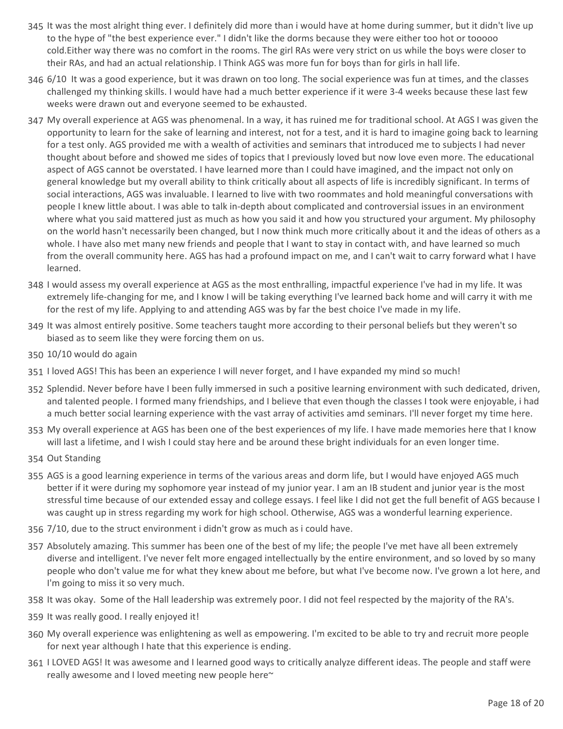345 It was the most alright thing ever. I definitely did more than i would have at home during summer, but it didn't live up to the hype of "the best experience ever." I didn't like the dorms because they were either too hot or tooooo cold.Either way there was no comfort in the rooms. The girl RAs were very strict on us while the boys were closer to their RAs, and had an actual relationship. I Think AGS was more fun for boys than for girls in hall life.

346 6/10 It was a good experience, but it was drawn on too long. The social experience was fun at times, and the classes challenged my thinking skills. I would have had a much better experience if it were 3-4 weeks because these last few weeks were drawn out and everyone seemed to be exhausted.

347 My overall experience at AGS was phenomenal. In a way, it has ruined me for traditional school. At AGS I was given the opportunity to learn for the sake of learning and interest, not for a test, and it is hard to imagine going back to learning for a test only. AGS provided me with a wealth of activities and seminars that introduced me to subjects I had never thought about before and showed me sides of topics that I previously loved but now love even more. The educational aspect of AGS cannot be overstated. I have learned more than I could have imagined, and the impact not only on general knowledge but my overall ability to think critically about all aspects of life is incredibly significant. In terms of social interactions, AGS was invaluable. I learned to live with two roommates and hold meaningful conversations with people I knew little about. I was able to talk in-depth about complicated and controversial issues in an environment where what you said mattered just as much as how you said it and how you structured your argument. My philosophy on the world hasn't necessarily been changed, but I now think much more critically about it and the ideas of others as a whole. I have also met many new friends and people that I want to stay in contact with, and have learned so much from the overall community here. AGS has had a profound impact on me, and I can't wait to carry forward what I have learned.

348 I would assess my overall experience at AGS as the most enthralling, impactful experience I've had in my life. It was extremely life-changing for me, and I know I will be taking everything I've learned back home and will carry it with me for the rest of my life. Applying to and attending AGS was by far the best choice I've made in my life.

349 It was almost entirely positive. Some teachers taught more according to their personal beliefs but they weren't so biased as to seem like they were forcing them on us.

350 10/10 would do again

351 I loved AGS! This has been an experience I will never forget, and I have expanded my mind so much!

352 Splendid. Never before have I been fully immersed in such a positive learning environment with such dedicated, driven, and talented people. I formed many friendships, and I believe that even though the classes I took were enjoyable, i had a much better social learning experience with the vast array of activities amd seminars. I'll never forget my time here.

353 My overall experience at AGS has been one of the best experiences of my life. I have made memories here that I know will last a lifetime, and I wish I could stay here and be around these bright individuals for an even longer time.

354 Out Standing

355 AGS is a good learning experience in terms of the various areas and dorm life, but I would have enjoyed AGS much better if it were during my sophomore year instead of my junior year. I am an IB student and junior year is the most stressful time because of our extended essay and college essays. I feel like I did not get the full benefit of AGS because I was caught up in stress regarding my work for high school. Otherwise, AGS was a wonderful learning experience.

356 7/10, due to the struct environment i didn't grow as much as i could have.

357 Absolutely amazing. This summer has been one of the best of my life; the people I've met have all been extremely diverse and intelligent. I've never felt more engaged intellectually by the entire environment, and so loved by so many people who don't value me for what they knew about me before, but what I've become now. I've grown a lot here, and I'm going to miss it so very much.

358 It was okay. Some of the Hall leadership was extremely poor. I did not feel respected by the majority of the RA's.

359 It was really good. I really enjoyed it!

360 My overall experience was enlightening as well as empowering. I'm excited to be able to try and recruit more people for next year although I hate that this experience is ending.

361 I LOVED AGS! It was awesome and I learned good ways to critically analyze different ideas. The people and staff were really awesome and I loved meeting new people here~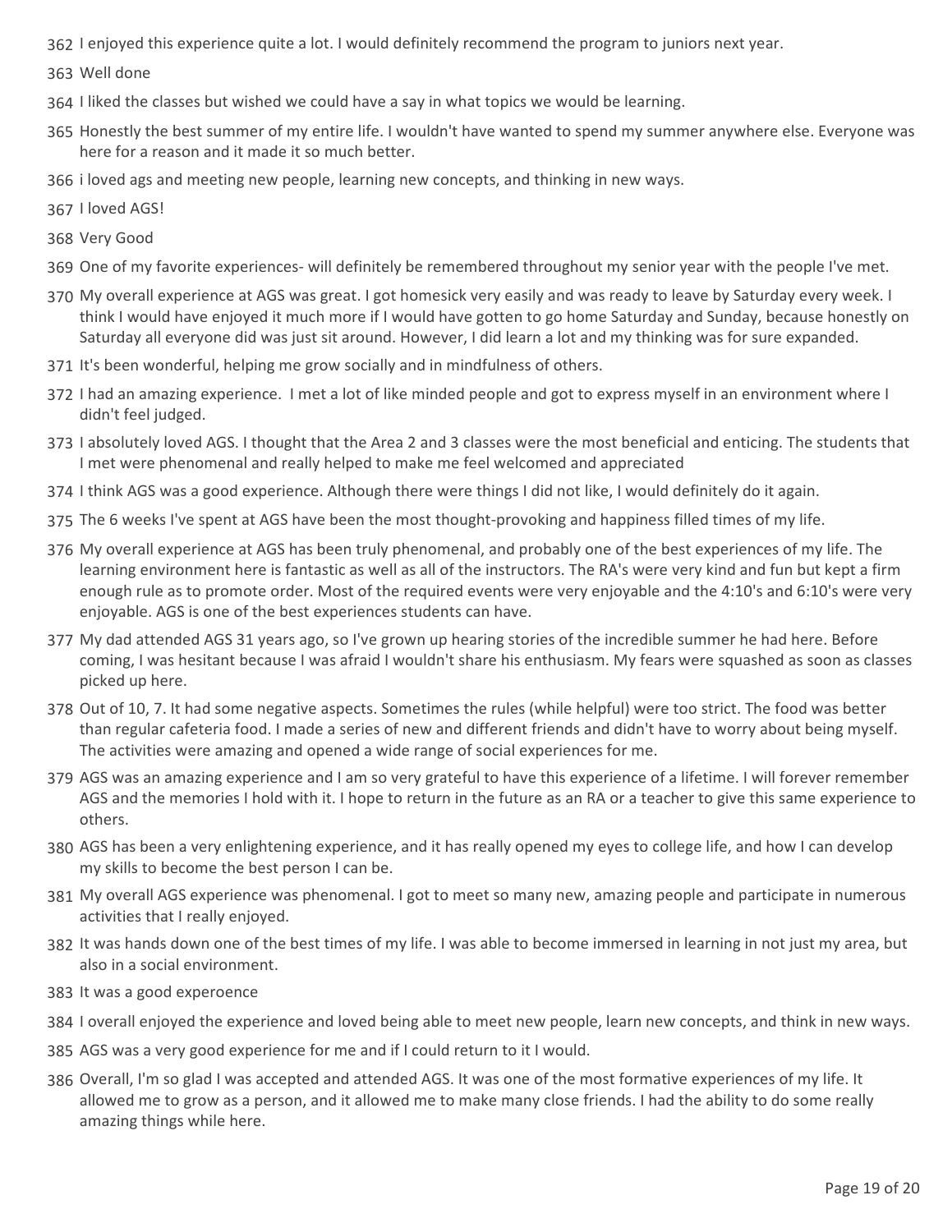362 I enjoyed this experience quite a lot. I would definitely recommend the program to juniors next year.

363 Well done

364 I liked the classes but wished we could have a say in what topics we would be learning.

365 Honestly the best summer of my entire life. I wouldn't have wanted to spend my summer anywhere else. Everyone was here for a reason and it made it so much better.

366 i loved ags and meeting new people, learning new concepts, and thinking in new ways.

367 I loved AGS!

368 Very Good

369 One of my favorite experiences- will definitely be remembered throughout my senior year with the people I've met.

370 My overall experience at AGS was great. I got homesick very easily and was ready to leave by Saturday every week. I think I would have enjoyed it much more if I would have gotten to go home Saturday and Sunday, because honestly on Saturday all everyone did was just sit around. However, I did learn a lot and my thinking was for sure expanded.

371 It's been wonderful, helping me grow socially and in mindfulness of others.

372 I had an amazing experience. I met a lot of like minded people and got to express myself in an environment where I didn't feel judged.

373 I absolutely loved AGS. I thought that the Area 2 and 3 classes were the most beneficial and enticing. The students that I met were phenomenal and really helped to make me feel welcomed and appreciated

374 I think AGS was a good experience. Although there were things I did not like, I would definitely do it again.

375 The 6 weeks I've spent at AGS have been the most thought-provoking and happiness filled times of my life.

376 My overall experience at AGS has been truly phenomenal, and probably one of the best experiences of my life. The learning environment here is fantastic as well as all of the instructors. The RA's were very kind and fun but kept a firm enough rule as to promote order. Most of the required events were very enjoyable and the 4:10's and 6:10's were very enjoyable. AGS is one of the best experiences students can have.

377 My dad attended AGS 31 years ago, so I've grown up hearing stories of the incredible summer he had here. Before coming, I was hesitant because I was afraid I wouldn't share his enthusiasm. My fears were squashed as soon as classes picked up here.

378 Out of 10, 7. It had some negative aspects. Sometimes the rules (while helpful) were too strict. The food was better than regular cafeteria food. I made a series of new and different friends and didn't have to worry about being myself. The activities were amazing and opened a wide range of social experiences for me.

379 AGS was an amazing experience and I am so very grateful to have this experience of a lifetime. I will forever remember AGS and the memories I hold with it. I hope to return in the future as an RA or a teacher to give this same experience to others.

380 AGS has been a very enlightening experience, and it has really opened my eyes to college life, and how I can develop my skills to become the best person I can be.

381 My overall AGS experience was phenomenal. I got to meet so many new, amazing people and participate in numerous activities that I really enjoyed.

382 It was hands down one of the best times of my life. I was able to become immersed in learning in not just my area, but also in a social environment.

383 It was a good experoence

384 I overall enjoyed the experience and loved being able to meet new people, learn new concepts, and think in new ways.

385 AGS was a very good experience for me and if I could return to it I would.

386 Overall, I'm so glad I was accepted and attended AGS. It was one of the most formative experiences of my life. It allowed me to grow as a person, and it allowed me to make many close friends. I had the ability to do some really amazing things while here.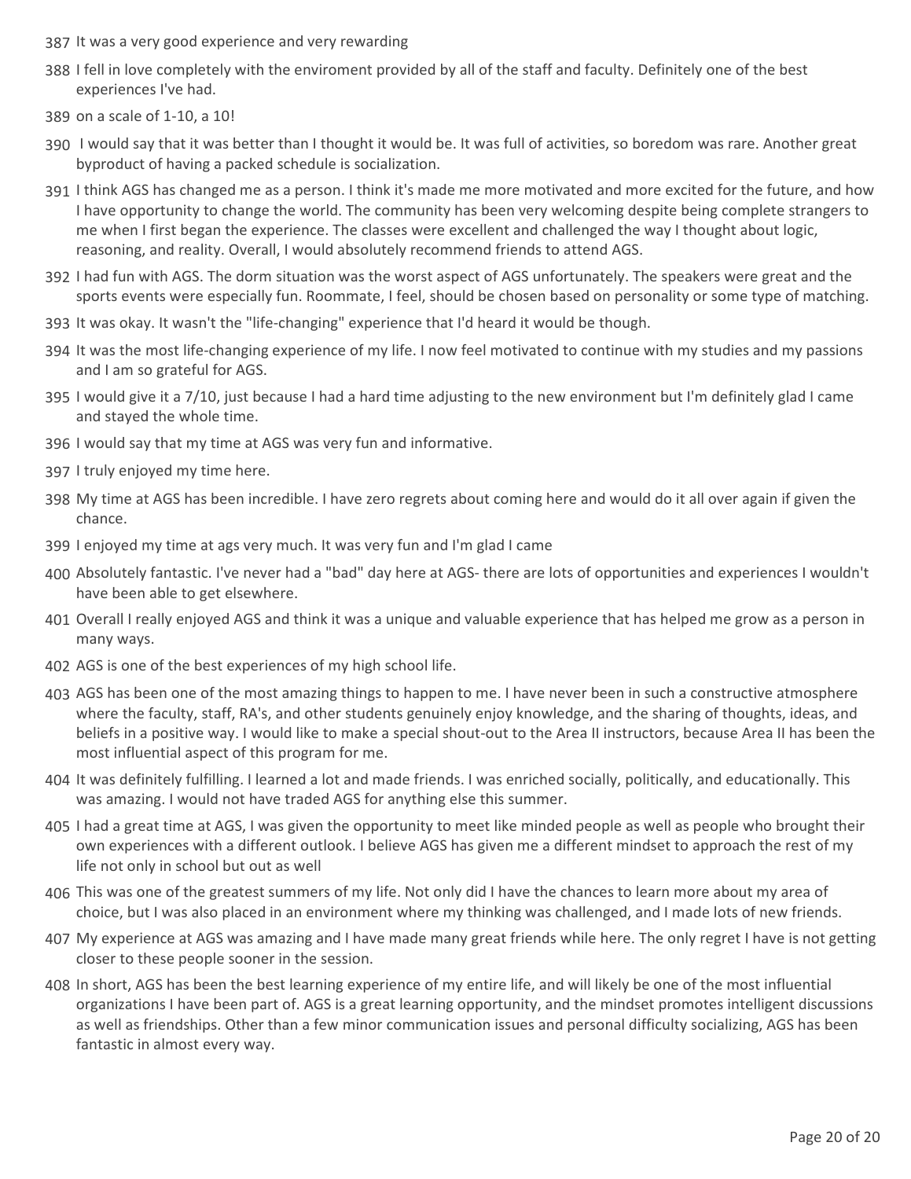387 It was a very good experience and very rewarding

388 I fell in love completely with the enviroment provided by all of the staff and faculty. Definitely one of the best experiences I've had.

389 on a scale of 1-10, a 10!

390 I would say that it was better than I thought it would be. It was full of activities, so boredom was rare. Another great byproduct of having a packed schedule is socialization.

391 I think AGS has changed me as a person. I think it's made me more motivated and more excited for the future, and how I have opportunity to change the world. The community has been very welcoming despite being complete strangers to me when I first began the experience. The classes were excellent and challenged the way I thought about logic, reasoning, and reality. Overall, I would absolutely recommend friends to attend AGS.

392 I had fun with AGS. The dorm situation was the worst aspect of AGS unfortunately. The speakers were great and the sports events were especially fun. Roommate, I feel, should be chosen based on personality or some type of matching.

393 It was okay. It wasn't the "life-changing" experience that I'd heard it would be though.

394 It was the most life-changing experience of my life. I now feel motivated to continue with my studies and my passions and I am so grateful for AGS.

395 I would give it a 7/10, just because I had a hard time adjusting to the new environment but I'm definitely glad I came and stayed the whole time.

396 I would say that my time at AGS was very fun and informative.

397 I truly enjoyed my time here.

398 My time at AGS has been incredible. I have zero regrets about coming here and would do it all over again if given the chance.

399 I enjoyed my time at ags very much. It was very fun and I'm glad I came

400 Absolutely fantastic. I've never had a "bad" day here at AGS- there are lots of opportunities and experiences I wouldn't have been able to get elsewhere.

401 Overall I really enjoyed AGS and think it was a unique and valuable experience that has helped me grow as a person in many ways.

402 AGS is one of the best experiences of my high school life.

403 AGS has been one of the most amazing things to happen to me. I have never been in such a constructive atmosphere where the faculty, staff, RA's, and other students genuinely enjoy knowledge, and the sharing of thoughts, ideas, and beliefs in a positive way. I would like to make a special shout-out to the Area II instructors, because Area II has been the most influential aspect of this program for me.

404 It was definitely fulfilling. I learned a lot and made friends. I was enriched socially, politically, and educationally. This was amazing. I would not have traded AGS for anything else this summer.

405 I had a great time at AGS, I was given the opportunity to meet like minded people as well as people who brought their own experiences with a different outlook. I believe AGS has given me a different mindset to approach the rest of my life not only in school but out as well

406 This was one of the greatest summers of my life. Not only did I have the chances to learn more about my area of choice, but I was also placed in an environment where my thinking was challenged, and I made lots of new friends.

407 My experience at AGS was amazing and I have made many great friends while here. The only regret I have is not getting closer to these people sooner in the session.

408 In short, AGS has been the best learning experience of my entire life, and will likely be one of the most influential organizations I have been part of. AGS is a great learning opportunity, and the mindset promotes intelligent discussions as well as friendships. Other than a few minor communication issues and personal difficulty socializing, AGS has been fantastic in almost every way.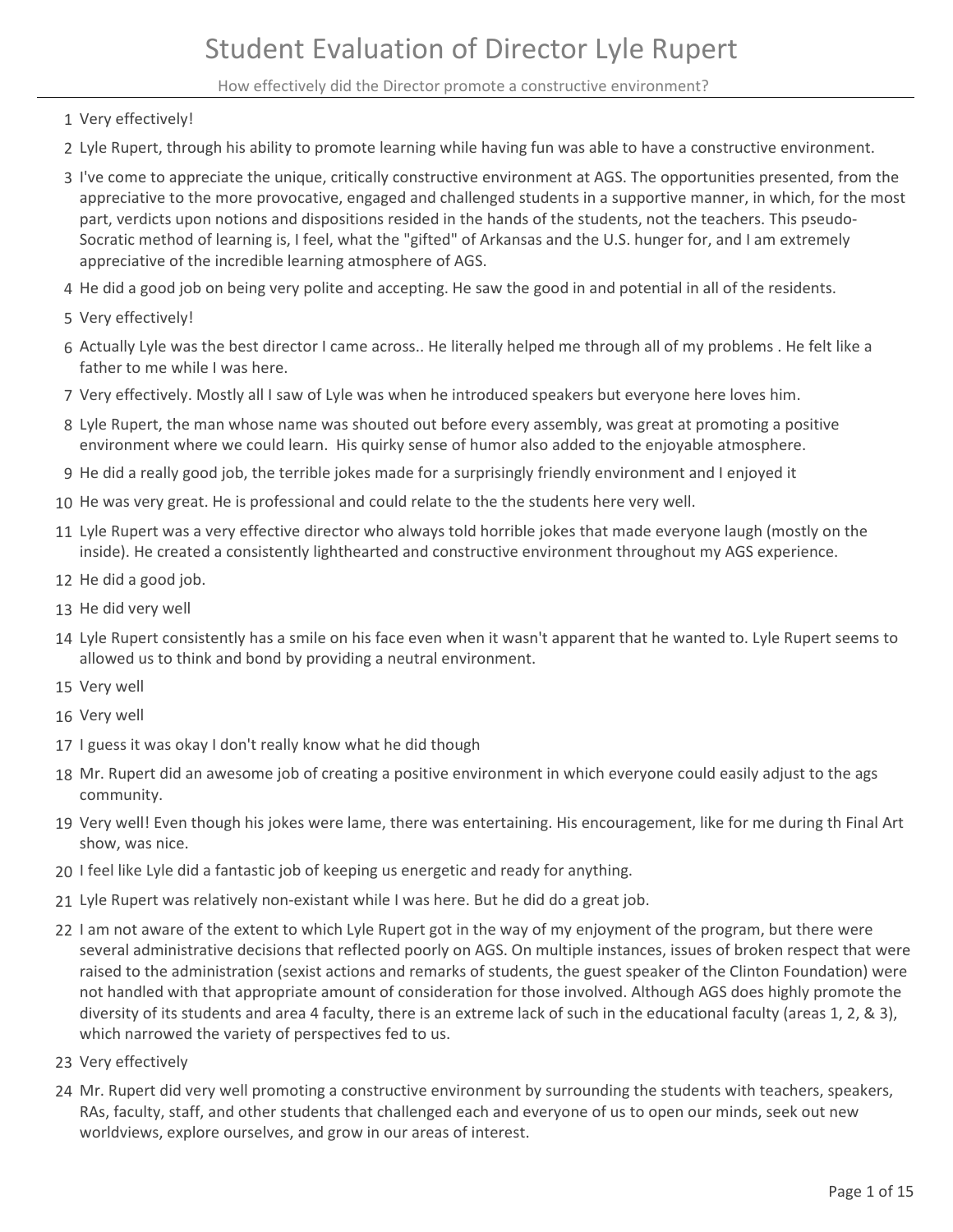# Student Evaluation of Director Lyle Rupert

How effectively did the Director promote a constructive environment?

1. Very effectively!
2. Lyle Rupert, through his ability to promote learning while having fun was able to have a constructive environment.
3. I've come to appreciate the unique, critically constructive environment at AGS. The opportunities presented, from the appreciative to the more provocative, engaged and challenged students in a supportive manner, in which, for the most part, verdicts upon notions and dispositions resided in the hands of the students, not the teachers. This pseudo-Socratic method of learning is, I feel, what the "gifted" of Arkansas and the U.S. hunger for, and I am extremely appreciative of the incredible learning atmosphere of AGS.
4. He did a good job on being very polite and accepting. He saw the good in and potential in all of the residents.
5. Very effectively!
6. Actually Lyle was the best director I came across.. He literally helped me through all of my problems . He felt like a father to me while I was here.
7. Very effectively. Mostly all I saw of Lyle was when he introduced speakers but everyone here loves him.
8. Lyle Rupert, the man whose name was shouted out before every assembly, was great at promoting a positive environment where we could learn. His quirky sense of humor also added to the enjoyable atmosphere.
9. He did a really good job, the terrible jokes made for a surprisingly friendly environment and I enjoyed it
10. He was very great. He is professional and could relate to the the students here very well.
11. Lyle Rupert was a very effective director who always told horrible jokes that made everyone laugh (mostly on the inside). He created a consistently lighthearted and constructive environment throughout my AGS experience.
12. He did a good job.
13. He did very well
14. Lyle Rupert consistently has a smile on his face even when it wasn't apparent that he wanted to. Lyle Rupert seems to allowed us to think and bond by providing a neutral environment.
15. Very well
16. Very well
17. I guess it was okay I don't really know what he did though
18. Mr. Rupert did an awesome job of creating a positive environment in which everyone could easily adjust to the ags community.
19. Very well! Even though his jokes were lame, there was entertaining. His encouragement, like for me during th Final Art show, was nice.
20. I feel like Lyle did a fantastic job of keeping us energetic and ready for anything.
21. Lyle Rupert was relatively non-existant while I was here. But he did do a great job.
22. I am not aware of the extent to which Lyle Rupert got in the way of my enjoyment of the program, but there were several administrative decisions that reflected poorly on AGS. On multiple instances, issues of broken respect that were raised to the administration (sexist actions and remarks of students, the guest speaker of the Clinton Foundation) were not handled with that appropriate amount of consideration for those involved. Although AGS does highly promote the diversity of its students and area 4 faculty, there is an extreme lack of such in the educational faculty (areas 1, 2, & 3), which narrowed the variety of perspectives fed to us.
23. Very effectively
24. Mr. Rupert did very well promoting a constructive environment by surrounding the students with teachers, speakers, RAs, faculty, staff, and other students that challenged each and everyone of us to open our minds, seek out new worldviews, explore ourselves, and grow in our areas of interest.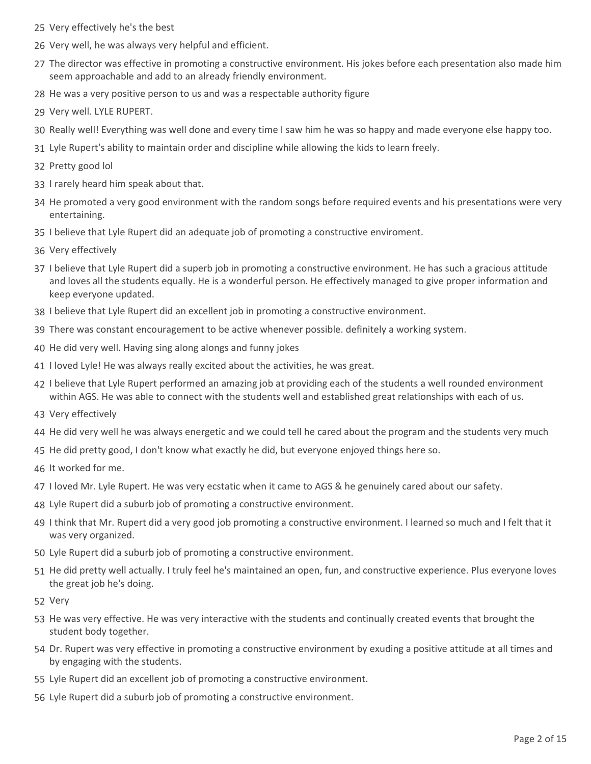25 Very effectively he's the best

26 Very well, he was always very helpful and efficient.

27 The director was effective in promoting a constructive environment. His jokes before each presentation also made him seem approachable and add to an already friendly environment.

28 He was a very positive person to us and was a respectable authority figure

29 Very well. LYLE RUPERT.

30 Really well! Everything was well done and every time I saw him he was so happy and made everyone else happy too.

31 Lyle Rupert's ability to maintain order and discipline while allowing the kids to learn freely.

32 Pretty good lol

33 I rarely heard him speak about that.

34 He promoted a very good environment with the random songs before required events and his presentations were very entertaining.

35 I believe that Lyle Rupert did an adequate job of promoting a constructive enviroment.

36 Very effectively

37 I believe that Lyle Rupert did a superb job in promoting a constructive environment. He has such a gracious attitude and loves all the students equally. He is a wonderful person. He effectively managed to give proper information and keep everyone updated.

38 I believe that Lyle Rupert did an excellent job in promoting a constructive environment.

39 There was constant encouragement to be active whenever possible. definitely a working system.

40 He did very well. Having sing along alongs and funny jokes

41 I loved Lyle! He was always really excited about the activities, he was great.

42 I believe that Lyle Rupert performed an amazing job at providing each of the students a well rounded environment within AGS. He was able to connect with the students well and established great relationships with each of us.

43 Very effectively

44 He did very well he was always energetic and we could tell he cared about the program and the students very much

45 He did pretty good, I don't know what exactly he did, but everyone enjoyed things here so.

46 It worked for me.

47 I loved Mr. Lyle Rupert. He was very ecstatic when it came to AGS & he genuinely cared about our safety.

48 Lyle Rupert did a suburb job of promoting a constructive environment.

49 I think that Mr. Rupert did a very good job promoting a constructive environment. I learned so much and I felt that it was very organized.

50 Lyle Rupert did a suburb job of promoting a constructive environment.

51 He did pretty well actually. I truly feel he's maintained an open, fun, and constructive experience. Plus everyone loves the great job he's doing.

52 Very

53 He was very effective. He was very interactive with the students and continually created events that brought the student body together.

54 Dr. Rupert was very effective in promoting a constructive environment by exuding a positive attitude at all times and by engaging with the students.

55 Lyle Rupert did an excellent job of promoting a constructive environment.

56 Lyle Rupert did a suburb job of promoting a constructive environment.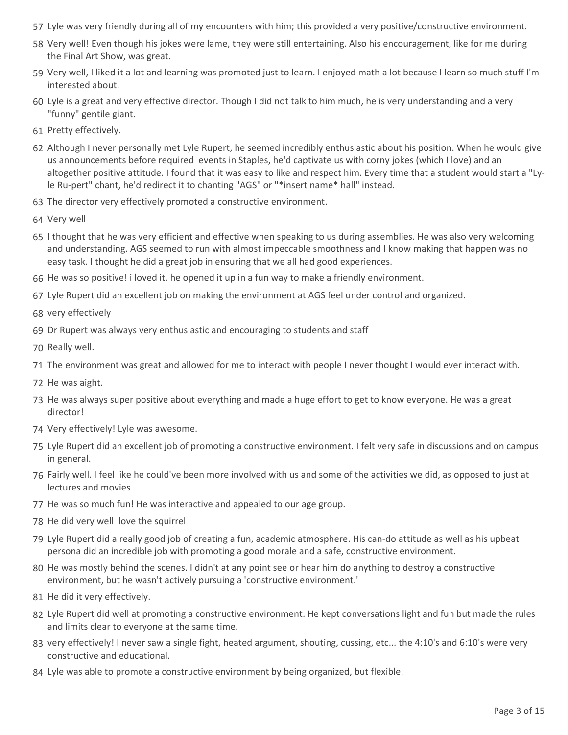57 Lyle was very friendly during all of my encounters with him; this provided a very positive/constructive environment.

58 Very well! Even though his jokes were lame, they were still entertaining. Also his encouragement, like for me during the Final Art Show, was great.

59 Very well, I liked it a lot and learning was promoted just to learn. I enjoyed math a lot because I learn so much stuff I'm interested about.

60 Lyle is a great and very effective director. Though I did not talk to him much, he is very understanding and a very "funny" gentile giant.

61 Pretty effectively.

62 Although I never personally met Lyle Rupert, he seemed incredibly enthusiastic about his position. When he would give us announcements before required events in Staples, he'd captivate us with corny jokes (which I love) and an altogether positive attitude. I found that it was easy to like and respect him. Every time that a student would start a "Ly-le Ru-pert" chant, he'd redirect it to chanting "AGS" or "*insert name* hall" instead.

63 The director very effectively promoted a constructive environment.

64 Very well

65 I thought that he was very efficient and effective when speaking to us during assemblies. He was also very welcoming and understanding. AGS seemed to run with almost impeccable smoothness and I know making that happen was no easy task. I thought he did a great job in ensuring that we all had good experiences.

66 He was so positive! i loved it. he opened it up in a fun way to make a friendly environment.

67 Lyle Rupert did an excellent job on making the environment at AGS feel under control and organized.

68 very effectively

69 Dr Rupert was always very enthusiastic and encouraging to students and staff

70 Really well.

71 The environment was great and allowed for me to interact with people I never thought I would ever interact with.

72 He was aight.

73 He was always super positive about everything and made a huge effort to get to know everyone. He was a great director!

74 Very effectively! Lyle was awesome.

75 Lyle Rupert did an excellent job of promoting a constructive environment. I felt very safe in discussions and on campus in general.

76 Fairly well. I feel like he could've been more involved with us and some of the activities we did, as opposed to just at lectures and movies

77 He was so much fun! He was interactive and appealed to our age group.

78 He did very well love the squirrel

79 Lyle Rupert did a really good job of creating a fun, academic atmosphere. His can-do attitude as well as his upbeat persona did an incredible job with promoting a good morale and a safe, constructive environment.

80 He was mostly behind the scenes. I didn't at any point see or hear him do anything to destroy a constructive environment, but he wasn't actively pursuing a 'constructive environment.'

81 He did it very effectively.

82 Lyle Rupert did well at promoting a constructive environment. He kept conversations light and fun but made the rules and limits clear to everyone at the same time.

83 very effectively! I never saw a single fight, heated argument, shouting, cussing, etc... the 4:10's and 6:10's were very constructive and educational.

84 Lyle was able to promote a constructive environment by being organized, but flexible.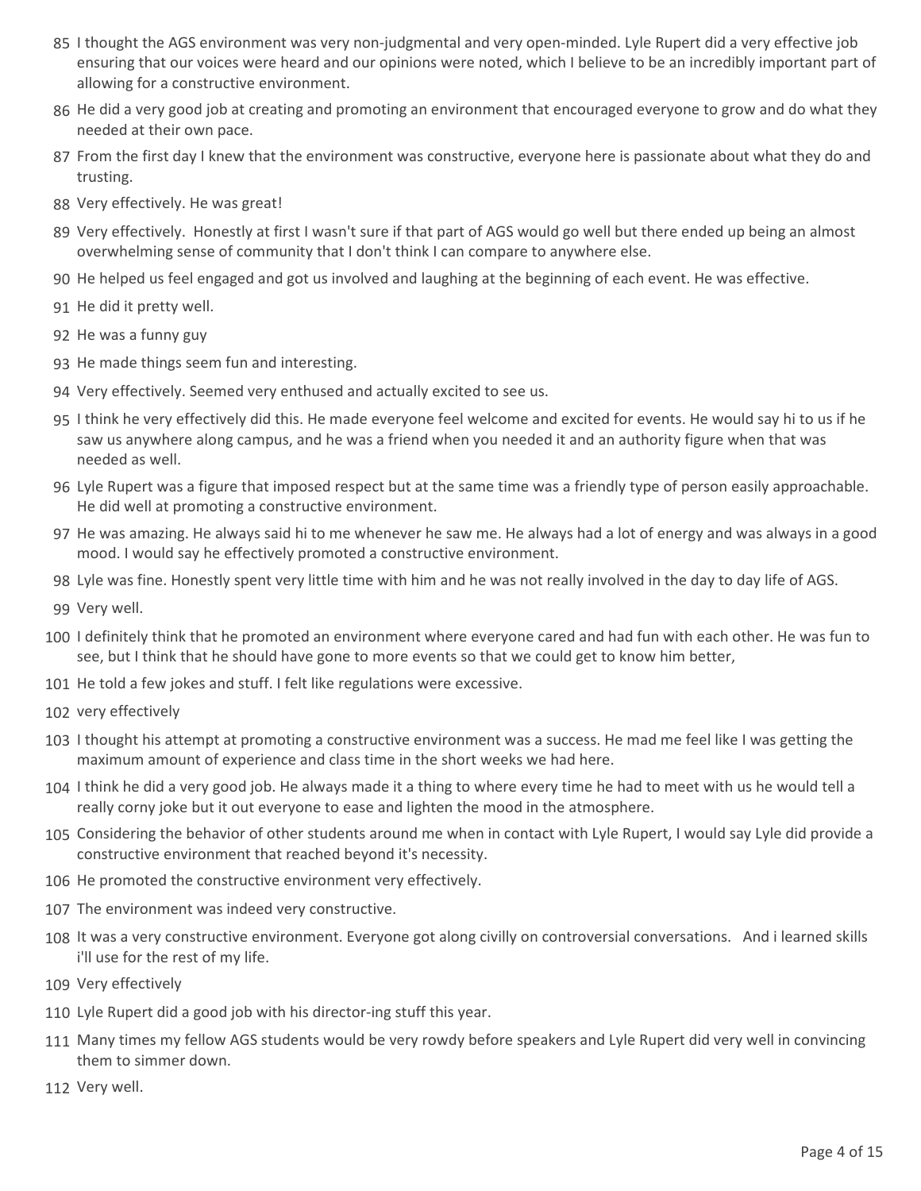85 I thought the AGS environment was very non-judgmental and very open-minded. Lyle Rupert did a very effective job ensuring that our voices were heard and our opinions were noted, which I believe to be an incredibly important part of allowing for a constructive environment.

86 He did a very good job at creating and promoting an environment that encouraged everyone to grow and do what they needed at their own pace.

87 From the first day I knew that the environment was constructive, everyone here is passionate about what they do and trusting.

88 Very effectively. He was great!

89 Very effectively. Honestly at first I wasn't sure if that part of AGS would go well but there ended up being an almost overwhelming sense of community that I don't think I can compare to anywhere else.

90 He helped us feel engaged and got us involved and laughing at the beginning of each event. He was effective.

91 He did it pretty well.

92 He was a funny guy

93 He made things seem fun and interesting.

94 Very effectively. Seemed very enthused and actually excited to see us.

95 I think he very effectively did this. He made everyone feel welcome and excited for events. He would say hi to us if he saw us anywhere along campus, and he was a friend when you needed it and an authority figure when that was needed as well.

96 Lyle Rupert was a figure that imposed respect but at the same time was a friendly type of person easily approachable. He did well at promoting a constructive environment.

97 He was amazing. He always said hi to me whenever he saw me. He always had a lot of energy and was always in a good mood. I would say he effectively promoted a constructive environment.

98 Lyle was fine. Honestly spent very little time with him and he was not really involved in the day to day life of AGS.

99 Very well.

100 I definitely think that he promoted an environment where everyone cared and had fun with each other. He was fun to see, but I think that he should have gone to more events so that we could get to know him better,

101 He told a few jokes and stuff. I felt like regulations were excessive.

102 very effectively

103 I thought his attempt at promoting a constructive environment was a success. He mad me feel like I was getting the maximum amount of experience and class time in the short weeks we had here.

104 I think he did a very good job. He always made it a thing to where every time he had to meet with us he would tell a really corny joke but it out everyone to ease and lighten the mood in the atmosphere.

105 Considering the behavior of other students around me when in contact with Lyle Rupert, I would say Lyle did provide a constructive environment that reached beyond it's necessity.

106 He promoted the constructive environment very effectively.

107 The environment was indeed very constructive.

108 It was a very constructive environment. Everyone got along civilly on controversial conversations. And i learned skills i'll use for the rest of my life.

109 Very effectively

110 Lyle Rupert did a good job with his director-ing stuff this year.

111 Many times my fellow AGS students would be very rowdy before speakers and Lyle Rupert did very well in convincing them to simmer down.

112 Very well.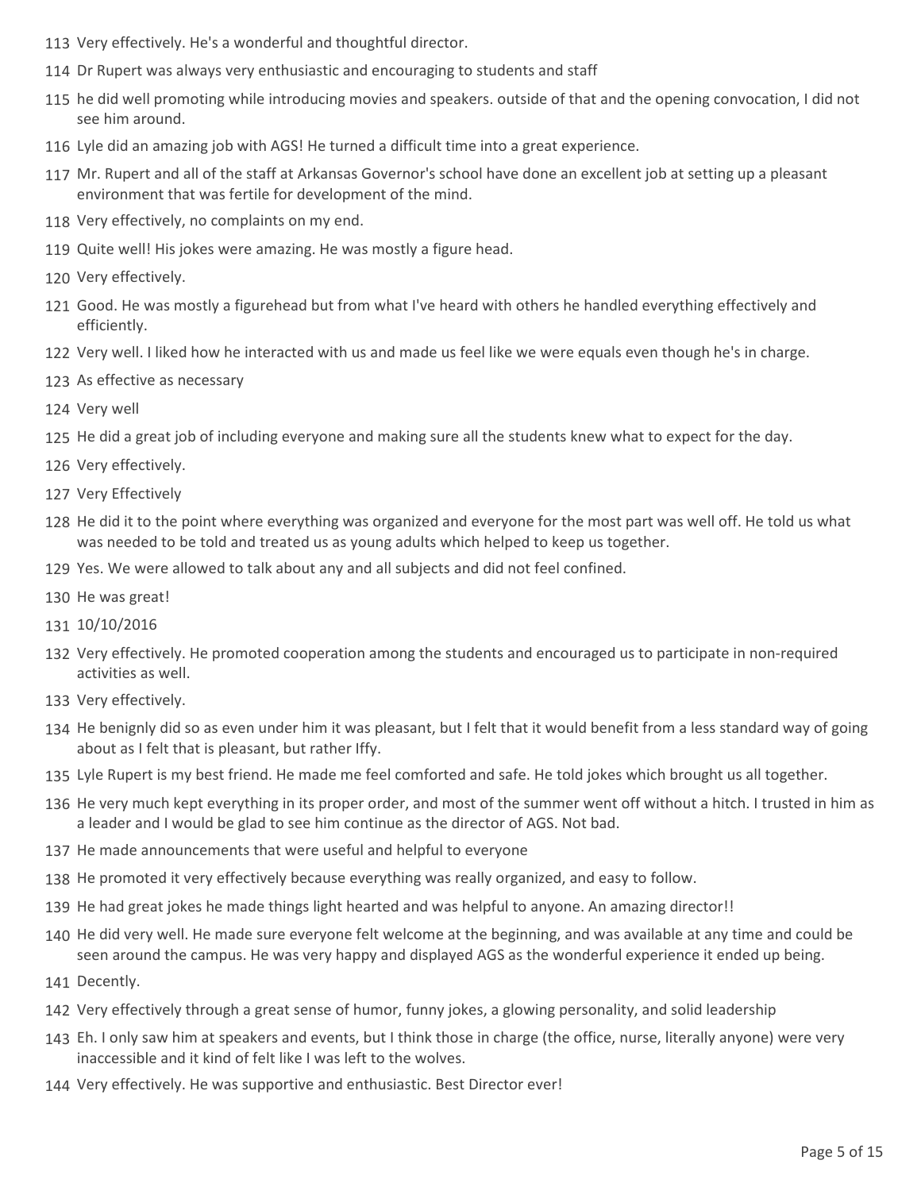113 Very effectively. He's a wonderful and thoughtful director.

114 Dr Rupert was always very enthusiastic and encouraging to students and staff

115 he did well promoting while introducing movies and speakers. outside of that and the opening convocation, I did not see him around.

116 Lyle did an amazing job with AGS! He turned a difficult time into a great experience.

117 Mr. Rupert and all of the staff at Arkansas Governor's school have done an excellent job at setting up a pleasant environment that was fertile for development of the mind.

118 Very effectively, no complaints on my end.

119 Quite well! His jokes were amazing. He was mostly a figure head.

120 Very effectively.

121 Good. He was mostly a figurehead but from what I've heard with others he handled everything effectively and efficiently.

122 Very well. I liked how he interacted with us and made us feel like we were equals even though he's in charge.

123 As effective as necessary

124 Very well

125 He did a great job of including everyone and making sure all the students knew what to expect for the day.

126 Very effectively.

127 Very Effectively

128 He did it to the point where everything was organized and everyone for the most part was well off. He told us what was needed to be told and treated us as young adults which helped to keep us together.

129 Yes. We were allowed to talk about any and all subjects and did not feel confined.

130 He was great!

131 10/10/2016

132 Very effectively. He promoted cooperation among the students and encouraged us to participate in non-required activities as well.

133 Very effectively.

134 He benignly did so as even under him it was pleasant, but I felt that it would benefit from a less standard way of going about as I felt that is pleasant, but rather Iffy.

135 Lyle Rupert is my best friend. He made me feel comforted and safe. He told jokes which brought us all together.

136 He very much kept everything in its proper order, and most of the summer went off without a hitch. I trusted in him as a leader and I would be glad to see him continue as the director of AGS. Not bad.

137 He made announcements that were useful and helpful to everyone

138 He promoted it very effectively because everything was really organized, and easy to follow.

139 He had great jokes he made things light hearted and was helpful to anyone. An amazing director!!

140 He did very well. He made sure everyone felt welcome at the beginning, and was available at any time and could be seen around the campus. He was very happy and displayed AGS as the wonderful experience it ended up being.

141 Decently.

142 Very effectively through a great sense of humor, funny jokes, a glowing personality, and solid leadership

143 Eh. I only saw him at speakers and events, but I think those in charge (the office, nurse, literally anyone) were very inaccessible and it kind of felt like I was left to the wolves.

144 Very effectively. He was supportive and enthusiastic. Best Director ever!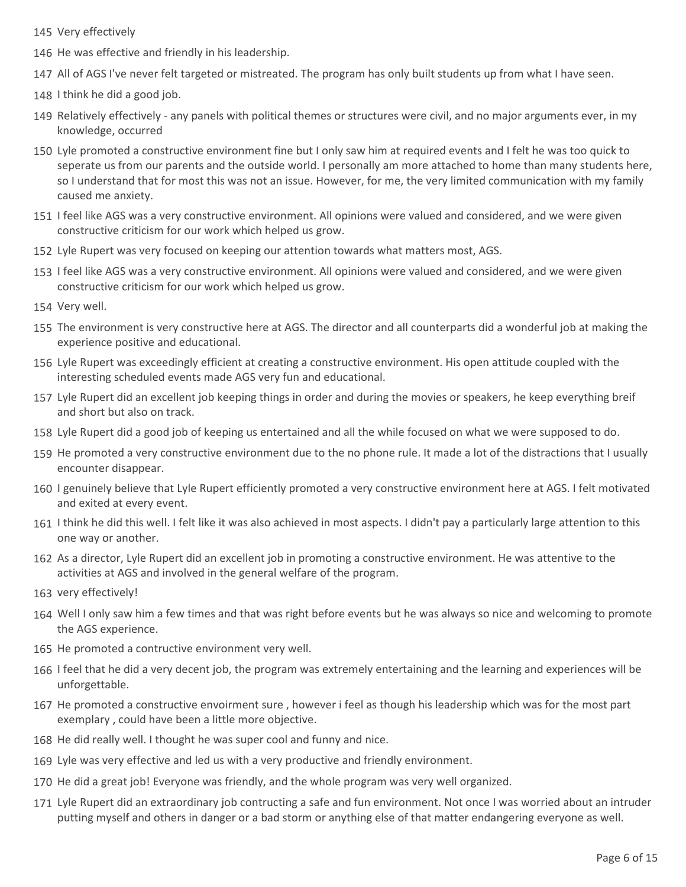145 Very effectively

146 He was effective and friendly in his leadership.

147 All of AGS I've never felt targeted or mistreated. The program has only built students up from what I have seen.

148 I think he did a good job.

149 Relatively effectively - any panels with political themes or structures were civil, and no major arguments ever, in my knowledge, occurred

150 Lyle promoted a constructive environment fine but I only saw him at required events and I felt he was too quick to seperate us from our parents and the outside world. I personally am more attached to home than many students here, so I understand that for most this was not an issue. However, for me, the very limited communication with my family caused me anxiety.

151 I feel like AGS was a very constructive environment. All opinions were valued and considered, and we were given constructive criticism for our work which helped us grow.

152 Lyle Rupert was very focused on keeping our attention towards what matters most, AGS.

153 I feel like AGS was a very constructive environment. All opinions were valued and considered, and we were given constructive criticism for our work which helped us grow.

154 Very well.

155 The environment is very constructive here at AGS. The director and all counterparts did a wonderful job at making the experience positive and educational.

156 Lyle Rupert was exceedingly efficient at creating a constructive environment. His open attitude coupled with the interesting scheduled events made AGS very fun and educational.

157 Lyle Rupert did an excellent job keeping things in order and during the movies or speakers, he keep everything breif and short but also on track.

158 Lyle Rupert did a good job of keeping us entertained and all the while focused on what we were supposed to do.

159 He promoted a very constructive environment due to the no phone rule. It made a lot of the distractions that I usually encounter disappear.

160 I genuinely believe that Lyle Rupert efficiently promoted a very constructive environment here at AGS. I felt motivated and exited at every event.

161 I think he did this well. I felt like it was also achieved in most aspects. I didn't pay a particularly large attention to this one way or another.

162 As a director, Lyle Rupert did an excellent job in promoting a constructive environment. He was attentive to the activities at AGS and involved in the general welfare of the program.

163 very effectively!

164 Well I only saw him a few times and that was right before events but he was always so nice and welcoming to promote the AGS experience.

165 He promoted a contructive environment very well.

166 I feel that he did a very decent job, the program was extremely entertaining and the learning and experiences will be unforgettable.

167 He promoted a constructive envoirment sure , however i feel as though his leadership which was for the most part exemplary , could have been a little more objective.

168 He did really well. I thought he was super cool and funny and nice.

169 Lyle was very effective and led us with a very productive and friendly environment.

170 He did a great job! Everyone was friendly, and the whole program was very well organized.

171 Lyle Rupert did an extraordinary job contructing a safe and fun environment. Not once I was worried about an intruder putting myself and others in danger or a bad storm or anything else of that matter endangering everyone as well.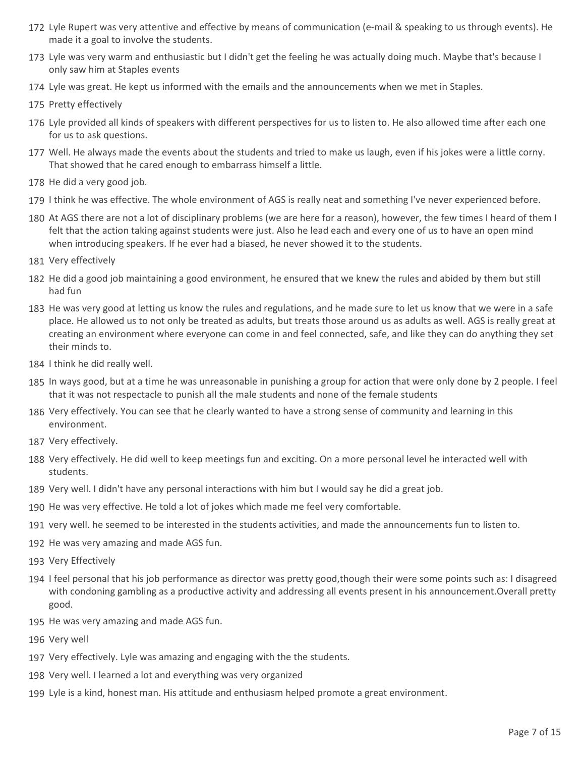172 Lyle Rupert was very attentive and effective by means of communication (e-mail & speaking to us through events). He made it a goal to involve the students.

173 Lyle was very warm and enthusiastic but I didn't get the feeling he was actually doing much. Maybe that's because I only saw him at Staples events

174 Lyle was great. He kept us informed with the emails and the announcements when we met in Staples.

175 Pretty effectively

176 Lyle provided all kinds of speakers with different perspectives for us to listen to. He also allowed time after each one for us to ask questions.

177 Well. He always made the events about the students and tried to make us laugh, even if his jokes were a little corny. That showed that he cared enough to embarrass himself a little.

178 He did a very good job.

179 I think he was effective. The whole environment of AGS is really neat and something I've never experienced before.

180 At AGS there are not a lot of disciplinary problems (we are here for a reason), however, the few times I heard of them I felt that the action taking against students were just. Also he lead each and every one of us to have an open mind when introducing speakers. If he ever had a biased, he never showed it to the students.

181 Very effectively

182 He did a good job maintaining a good environment, he ensured that we knew the rules and abided by them but still had fun

183 He was very good at letting us know the rules and regulations, and he made sure to let us know that we were in a safe place. He allowed us to not only be treated as adults, but treats those around us as adults as well. AGS is really great at creating an environment where everyone can come in and feel connected, safe, and like they can do anything they set their minds to.

184 I think he did really well.

185 In ways good, but at a time he was unreasonable in punishing a group for action that were only done by 2 people. I feel that it was not respectacle to punish all the male students and none of the female students

186 Very effectively. You can see that he clearly wanted to have a strong sense of community and learning in this environment.

187 Very effectively.

188 Very effectively. He did well to keep meetings fun and exciting. On a more personal level he interacted well with students.

189 Very well. I didn't have any personal interactions with him but I would say he did a great job.

190 He was very effective. He told a lot of jokes which made me feel very comfortable.

191 very well. he seemed to be interested in the students activities, and made the announcements fun to listen to.

192 He was very amazing and made AGS fun.

193 Very Effectively

194 I feel personal that his job performance as director was pretty good,though their were some points such as: I disagreed with condoning gambling as a productive activity and addressing all events present in his announcement.Overall pretty good.

195 He was very amazing and made AGS fun.

196 Very well

197 Very effectively. Lyle was amazing and engaging with the the students.

198 Very well. I learned a lot and everything was very organized

199 Lyle is a kind, honest man. His attitude and enthusiasm helped promote a great environment.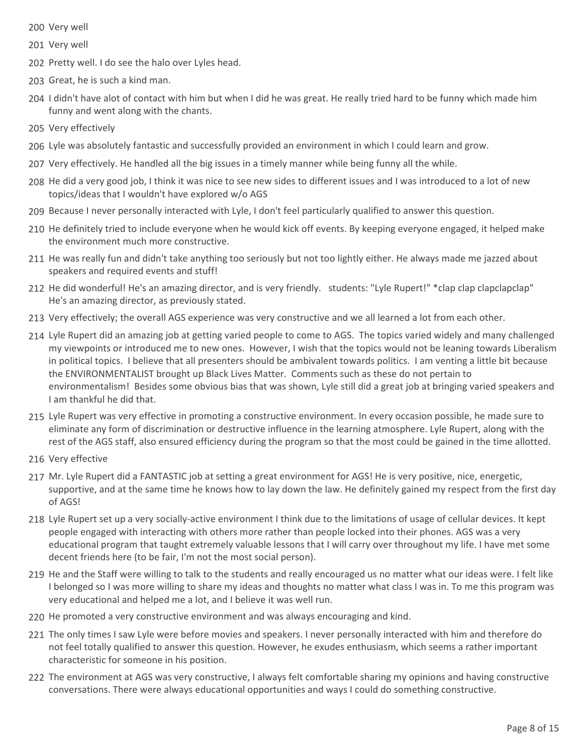200 Very well

201 Very well

202 Pretty well. I do see the halo over Lyles head.

203 Great, he is such a kind man.

204 I didn't have alot of contact with him but when I did he was great. He really tried hard to be funny which made him funny and went along with the chants.

205 Very effectively

206 Lyle was absolutely fantastic and successfully provided an environment in which I could learn and grow.

207 Very effectively. He handled all the big issues in a timely manner while being funny all the while.

208 He did a very good job, I think it was nice to see new sides to different issues and I was introduced to a lot of new topics/ideas that I wouldn't have explored w/o AGS

209 Because I never personally interacted with Lyle, I don't feel particularly qualified to answer this question.

210 He definitely tried to include everyone when he would kick off events. By keeping everyone engaged, it helped make the environment much more constructive.

211 He was really fun and didn't take anything too seriously but not too lightly either. He always made me jazzed about speakers and required events and stuff!

212 He did wonderful! He's an amazing director, and is very friendly. students: "Lyle Rupert!" *clap clap clapclapclap" He's an amazing director, as previously stated.

213 Very effectively; the overall AGS experience was very constructive and we all learned a lot from each other.

214 Lyle Rupert did an amazing job at getting varied people to come to AGS. The topics varied widely and many challenged my viewpoints or introduced me to new ones. However, I wish that the topics would not be leaning towards Liberalism in political topics. I believe that all presenters should be ambivalent towards politics. I am venting a little bit because the ENVIRONMENTALIST brought up Black Lives Matter. Comments such as these do not pertain to environmentalism! Besides some obvious bias that was shown, Lyle still did a great job at bringing varied speakers and I am thankful he did that.

215 Lyle Rupert was very effective in promoting a constructive environment. In every occasion possible, he made sure to eliminate any form of discrimination or destructive influence in the learning atmosphere. Lyle Rupert, along with the rest of the AGS staff, also ensured efficiency during the program so that the most could be gained in the time allotted.

216 Very effective

217 Mr. Lyle Rupert did a FANTASTIC job at setting a great environment for AGS! He is very positive, nice, energetic, supportive, and at the same time he knows how to lay down the law. He definitely gained my respect from the first day of AGS!

218 Lyle Rupert set up a very socially-active environment I think due to the limitations of usage of cellular devices. It kept people engaged with interacting with others more rather than people locked into their phones. AGS was a very educational program that taught extremely valuable lessons that I will carry over throughout my life. I have met some decent friends here (to be fair, I'm not the most social person).

219 He and the Staff were willing to talk to the students and really encouraged us no matter what our ideas were. I felt like I belonged so I was more willing to share my ideas and thoughts no matter what class I was in. To me this program was very educational and helped me a lot, and I believe it was well run.

220 He promoted a very constructive environment and was always encouraging and kind.

221 The only times I saw Lyle were before movies and speakers. I never personally interacted with him and therefore do not feel totally qualified to answer this question. However, he exudes enthusiasm, which seems a rather important characteristic for someone in his position.

222 The environment at AGS was very constructive, I always felt comfortable sharing my opinions and having constructive conversations. There were always educational opportunities and ways I could do something constructive.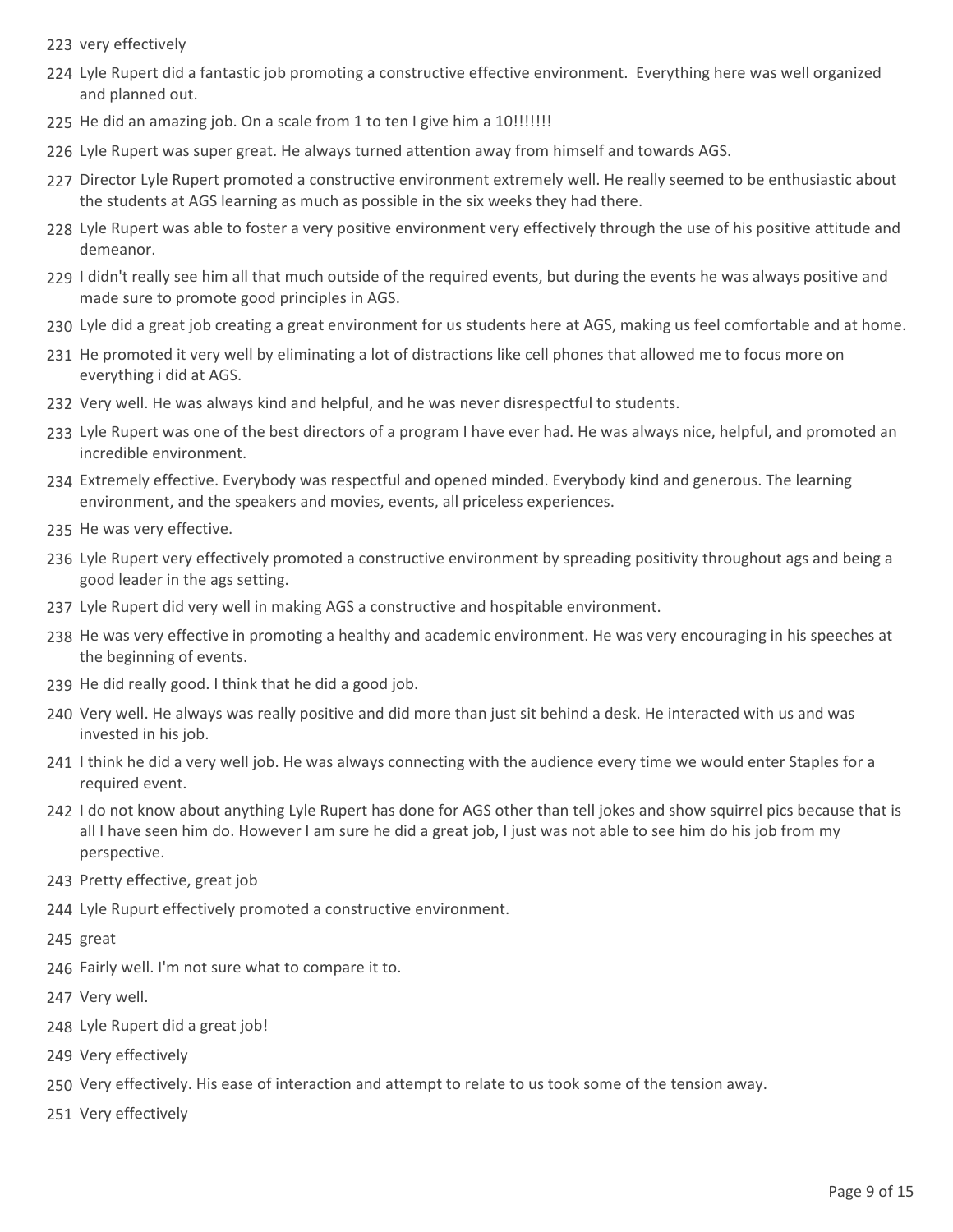223 very effectively

224 Lyle Rupert did a fantastic job promoting a constructive effective environment. Everything here was well organized and planned out.

225 He did an amazing job. On a scale from 1 to ten I give him a 10!!!!!!!

226 Lyle Rupert was super great. He always turned attention away from himself and towards AGS.

227 Director Lyle Rupert promoted a constructive environment extremely well. He really seemed to be enthusiastic about the students at AGS learning as much as possible in the six weeks they had there.

228 Lyle Rupert was able to foster a very positive environment very effectively through the use of his positive attitude and demeanor.

229 I didn't really see him all that much outside of the required events, but during the events he was always positive and made sure to promote good principles in AGS.

230 Lyle did a great job creating a great environment for us students here at AGS, making us feel comfortable and at home.

231 He promoted it very well by eliminating a lot of distractions like cell phones that allowed me to focus more on everything i did at AGS.

232 Very well. He was always kind and helpful, and he was never disrespectful to students.

233 Lyle Rupert was one of the best directors of a program I have ever had. He was always nice, helpful, and promoted an incredible environment.

234 Extremely effective. Everybody was respectful and opened minded. Everybody kind and generous. The learning environment, and the speakers and movies, events, all priceless experiences.

235 He was very effective.

236 Lyle Rupert very effectively promoted a constructive environment by spreading positivity throughout ags and being a good leader in the ags setting.

237 Lyle Rupert did very well in making AGS a constructive and hospitable environment.

238 He was very effective in promoting a healthy and academic environment. He was very encouraging in his speeches at the beginning of events.

239 He did really good. I think that he did a good job.

240 Very well. He always was really positive and did more than just sit behind a desk. He interacted with us and was invested in his job.

241 I think he did a very well job. He was always connecting with the audience every time we would enter Staples for a required event.

242 I do not know about anything Lyle Rupert has done for AGS other than tell jokes and show squirrel pics because that is all I have seen him do. However I am sure he did a great job, I just was not able to see him do his job from my perspective.

243 Pretty effective, great job

244 Lyle Rupurt effectively promoted a constructive environment.

245 great

246 Fairly well. I'm not sure what to compare it to.

247 Very well.

248 Lyle Rupert did a great job!

249 Very effectively

250 Very effectively. His ease of interaction and attempt to relate to us took some of the tension away.

251 Very effectively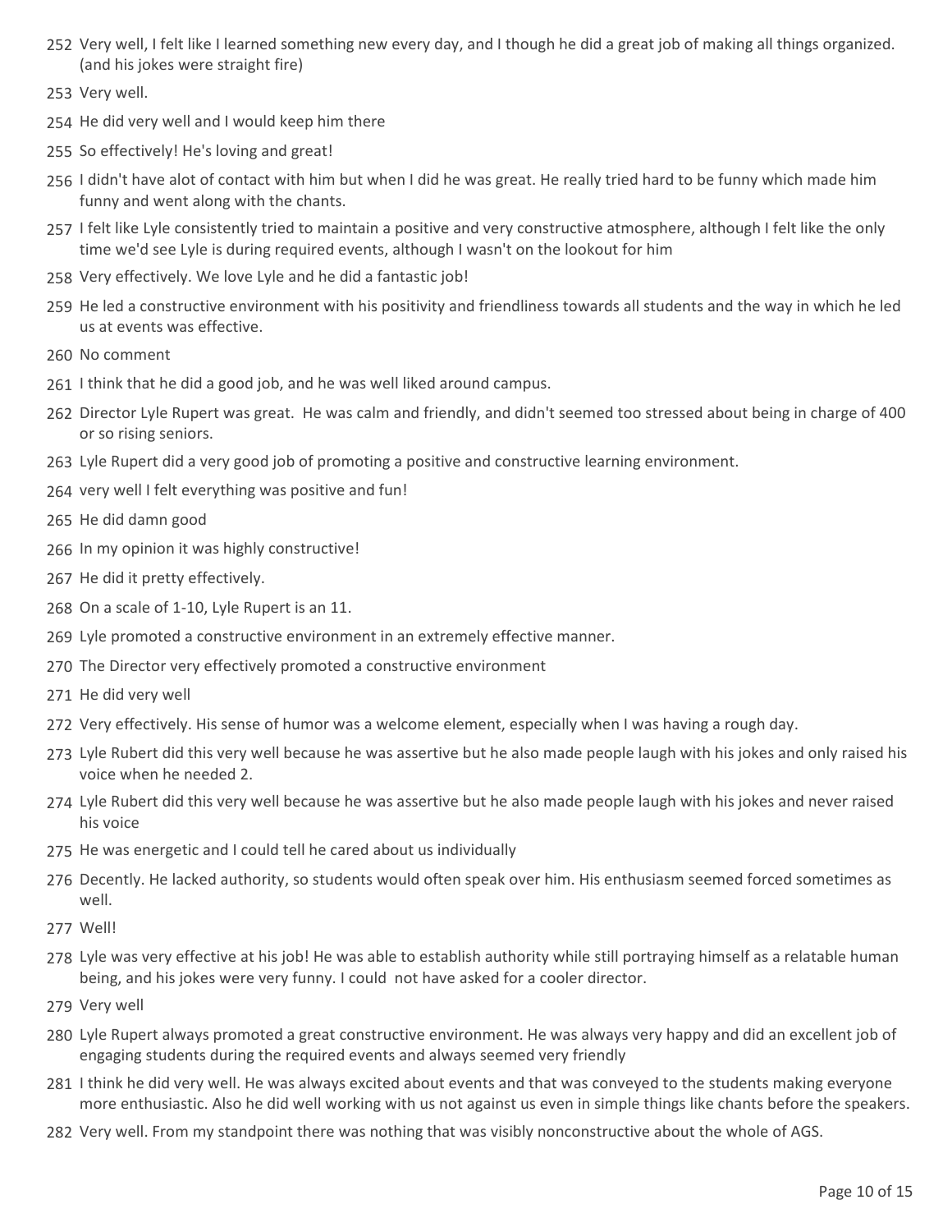252 Very well, I felt like I learned something new every day, and I though he did a great job of making all things organized. (and his jokes were straight fire)

253 Very well.

254 He did very well and I would keep him there

255 So effectively! He's loving and great!

256 I didn't have alot of contact with him but when I did he was great. He really tried hard to be funny which made him funny and went along with the chants.

257 I felt like Lyle consistently tried to maintain a positive and very constructive atmosphere, although I felt like the only time we'd see Lyle is during required events, although I wasn't on the lookout for him

258 Very effectively. We love Lyle and he did a fantastic job!

259 He led a constructive environment with his positivity and friendliness towards all students and the way in which he led us at events was effective.

260 No comment

261 I think that he did a good job, and he was well liked around campus.

262 Director Lyle Rupert was great. He was calm and friendly, and didn't seemed too stressed about being in charge of 400 or so rising seniors.

263 Lyle Rupert did a very good job of promoting a positive and constructive learning environment.

264 very well I felt everything was positive and fun!

265 He did damn good

266 In my opinion it was highly constructive!

267 He did it pretty effectively.

268 On a scale of 1-10, Lyle Rupert is an 11.

269 Lyle promoted a constructive environment in an extremely effective manner.

270 The Director very effectively promoted a constructive environment

271 He did very well

272 Very effectively. His sense of humor was a welcome element, especially when I was having a rough day.

273 Lyle Rubert did this very well because he was assertive but he also made people laugh with his jokes and only raised his voice when he needed 2.

274 Lyle Rubert did this very well because he was assertive but he also made people laugh with his jokes and never raised his voice

275 He was energetic and I could tell he cared about us individually

276 Decently. He lacked authority, so students would often speak over him. His enthusiasm seemed forced sometimes as well.

277 Well!

278 Lyle was very effective at his job! He was able to establish authority while still portraying himself as a relatable human being, and his jokes were very funny. I could not have asked for a cooler director.

279 Very well

280 Lyle Rupert always promoted a great constructive environment. He was always very happy and did an excellent job of engaging students during the required events and always seemed very friendly

281 I think he did very well. He was always excited about events and that was conveyed to the students making everyone more enthusiastic. Also he did well working with us not against us even in simple things like chants before the speakers.

282 Very well. From my standpoint there was nothing that was visibly nonconstructive about the whole of AGS.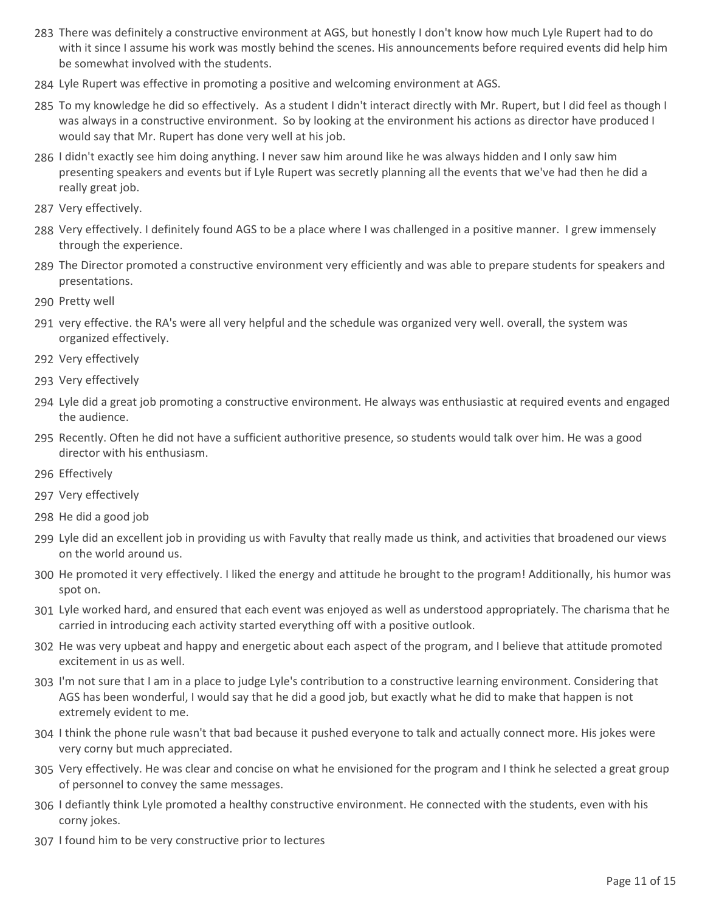283 There was definitely a constructive environment at AGS, but honestly I don't know how much Lyle Rupert had to do with it since I assume his work was mostly behind the scenes. His announcements before required events did help him be somewhat involved with the students.

284 Lyle Rupert was effective in promoting a positive and welcoming environment at AGS.

285 To my knowledge he did so effectively. As a student I didn't interact directly with Mr. Rupert, but I did feel as though I was always in a constructive environment. So by looking at the environment his actions as director have produced I would say that Mr. Rupert has done very well at his job.

286 I didn't exactly see him doing anything. I never saw him around like he was always hidden and I only saw him presenting speakers and events but if Lyle Rupert was secretly planning all the events that we've had then he did a really great job.

287 Very effectively.

288 Very effectively. I definitely found AGS to be a place where I was challenged in a positive manner. I grew immensely through the experience.

289 The Director promoted a constructive environment very efficiently and was able to prepare students for speakers and presentations.

290 Pretty well

291 very effective. the RA's were all very helpful and the schedule was organized very well. overall, the system was organized effectively.

292 Very effectively

293 Very effectively

294 Lyle did a great job promoting a constructive environment. He always was enthusiastic at required events and engaged the audience.

295 Recently. Often he did not have a sufficient authoritive presence, so students would talk over him. He was a good director with his enthusiasm.

296 Effectively

297 Very effectively

298 He did a good job

299 Lyle did an excellent job in providing us with Favulty that really made us think, and activities that broadened our views on the world around us.

300 He promoted it very effectively. I liked the energy and attitude he brought to the program! Additionally, his humor was spot on.

301 Lyle worked hard, and ensured that each event was enjoyed as well as understood appropriately. The charisma that he carried in introducing each activity started everything off with a positive outlook.

302 He was very upbeat and happy and energetic about each aspect of the program, and I believe that attitude promoted excitement in us as well.

303 I'm not sure that I am in a place to judge Lyle's contribution to a constructive learning environment. Considering that AGS has been wonderful, I would say that he did a good job, but exactly what he did to make that happen is not extremely evident to me.

304 I think the phone rule wasn't that bad because it pushed everyone to talk and actually connect more. His jokes were very corny but much appreciated.

305 Very effectively. He was clear and concise on what he envisioned for the program and I think he selected a great group of personnel to convey the same messages.

306 I defiantly think Lyle promoted a healthy constructive environment. He connected with the students, even with his corny jokes.

307 I found him to be very constructive prior to lectures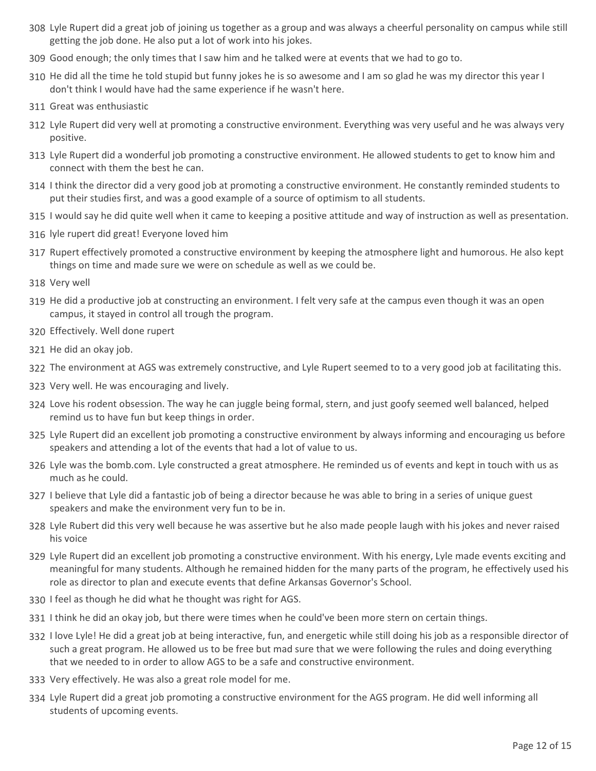308 Lyle Rupert did a great job of joining us together as a group and was always a cheerful personality on campus while still getting the job done. He also put a lot of work into his jokes.

309 Good enough; the only times that I saw him and he talked were at events that we had to go to.

310 He did all the time he told stupid but funny jokes he is so awesome and I am so glad he was my director this year I don't think I would have had the same experience if he wasn't here.

311 Great was enthusiastic

312 Lyle Rupert did very well at promoting a constructive environment. Everything was very useful and he was always very positive.

313 Lyle Rupert did a wonderful job promoting a constructive environment. He allowed students to get to know him and connect with them the best he can.

314 I think the director did a very good job at promoting a constructive environment. He constantly reminded students to put their studies first, and was a good example of a source of optimism to all students.

315 I would say he did quite well when it came to keeping a positive attitude and way of instruction as well as presentation.

316 lyle rupert did great! Everyone loved him

317 Rupert effectively promoted a constructive environment by keeping the atmosphere light and humorous. He also kept things on time and made sure we were on schedule as well as we could be.

318 Very well

319 He did a productive job at constructing an environment. I felt very safe at the campus even though it was an open campus, it stayed in control all trough the program.

320 Effectively. Well done rupert

321 He did an okay job.

322 The environment at AGS was extremely constructive, and Lyle Rupert seemed to to a very good job at facilitating this.

323 Very well. He was encouraging and lively.

324 Love his rodent obsession. The way he can juggle being formal, stern, and just goofy seemed well balanced, helped remind us to have fun but keep things in order.

325 Lyle Rupert did an excellent job promoting a constructive environment by always informing and encouraging us before speakers and attending a lot of the events that had a lot of value to us.

326 Lyle was the bomb.com. Lyle constructed a great atmosphere. He reminded us of events and kept in touch with us as much as he could.

327 I believe that Lyle did a fantastic job of being a director because he was able to bring in a series of unique guest speakers and make the environment very fun to be in.

328 Lyle Rubert did this very well because he was assertive but he also made people laugh with his jokes and never raised his voice

329 Lyle Rupert did an excellent job promoting a constructive environment. With his energy, Lyle made events exciting and meaningful for many students. Although he remained hidden for the many parts of the program, he effectively used his role as director to plan and execute events that define Arkansas Governor's School.

330 I feel as though he did what he thought was right for AGS.

331 I think he did an okay job, but there were times when he could've been more stern on certain things.

332 I love Lyle! He did a great job at being interactive, fun, and energetic while still doing his job as a responsible director of such a great program. He allowed us to be free but mad sure that we were following the rules and doing everything that we needed to in order to allow AGS to be a safe and constructive environment.

333 Very effectively. He was also a great role model for me.

334 Lyle Rupert did a great job promoting a constructive environment for the AGS program. He did well informing all students of upcoming events.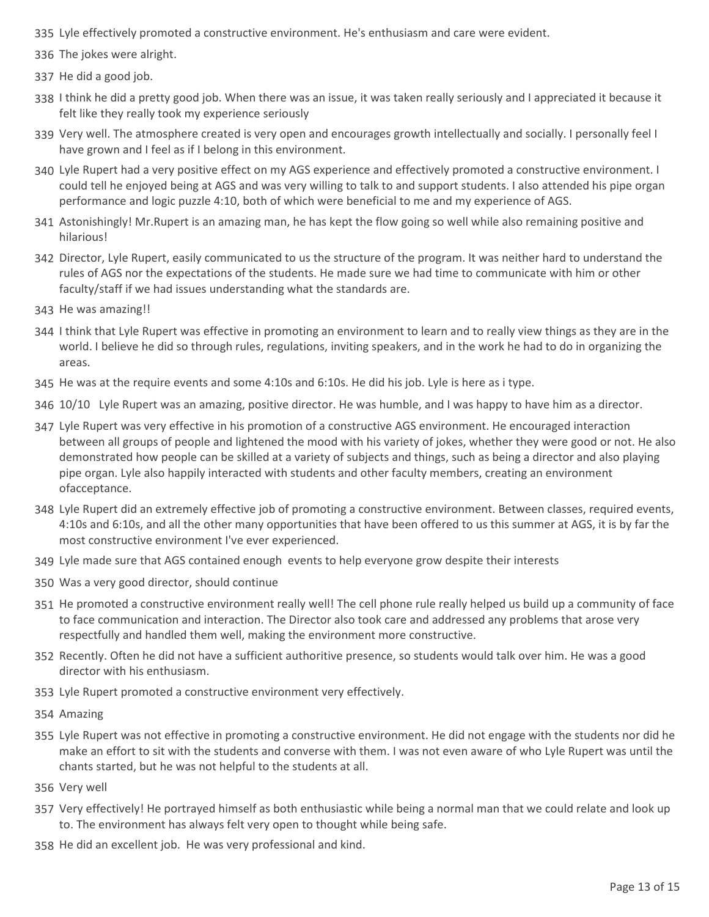335 Lyle effectively promoted a constructive environment. He's enthusiasm and care were evident.

336 The jokes were alright.

337 He did a good job.

338 I think he did a pretty good job. When there was an issue, it was taken really seriously and I appreciated it because it felt like they really took my experience seriously

339 Very well. The atmosphere created is very open and encourages growth intellectually and socially. I personally feel I have grown and I feel as if I belong in this environment.

340 Lyle Rupert had a very positive effect on my AGS experience and effectively promoted a constructive environment. I could tell he enjoyed being at AGS and was very willing to talk to and support students. I also attended his pipe organ performance and logic puzzle 4:10, both of which were beneficial to me and my experience of AGS.

341 Astonishingly! Mr.Rupert is an amazing man, he has kept the flow going so well while also remaining positive and hilarious!

342 Director, Lyle Rupert, easily communicated to us the structure of the program. It was neither hard to understand the rules of AGS nor the expectations of the students. He made sure we had time to communicate with him or other faculty/staff if we had issues understanding what the standards are.

343 He was amazing!!

344 I think that Lyle Rupert was effective in promoting an environment to learn and to really view things as they are in the world. I believe he did so through rules, regulations, inviting speakers, and in the work he had to do in organizing the areas.

345 He was at the require events and some 4:10s and 6:10s. He did his job. Lyle is here as i type.

346 10/10 Lyle Rupert was an amazing, positive director. He was humble, and I was happy to have him as a director.

347 Lyle Rupert was very effective in his promotion of a constructive AGS environment. He encouraged interaction between all groups of people and lightened the mood with his variety of jokes, whether they were good or not. He also demonstrated how people can be skilled at a variety of subjects and things, such as being a director and also playing pipe organ. Lyle also happily interacted with students and other faculty members, creating an environment ofacceptance.

348 Lyle Rupert did an extremely effective job of promoting a constructive environment. Between classes, required events, 4:10s and 6:10s, and all the other many opportunities that have been offered to us this summer at AGS, it is by far the most constructive environment I've ever experienced.

349 Lyle made sure that AGS contained enough events to help everyone grow despite their interests

350 Was a very good director, should continue

351 He promoted a constructive environment really well! The cell phone rule really helped us build up a community of face to face communication and interaction. The Director also took care and addressed any problems that arose very respectfully and handled them well, making the environment more constructive.

352 Recently. Often he did not have a sufficient authoritive presence, so students would talk over him. He was a good director with his enthusiasm.

353 Lyle Rupert promoted a constructive environment very effectively.

354 Amazing

355 Lyle Rupert was not effective in promoting a constructive environment. He did not engage with the students nor did he make an effort to sit with the students and converse with them. I was not even aware of who Lyle Rupert was until the chants started, but he was not helpful to the students at all.

356 Very well

357 Very effectively! He portrayed himself as both enthusiastic while being a normal man that we could relate and look up to. The environment has always felt very open to thought while being safe.

358 He did an excellent job. He was very professional and kind.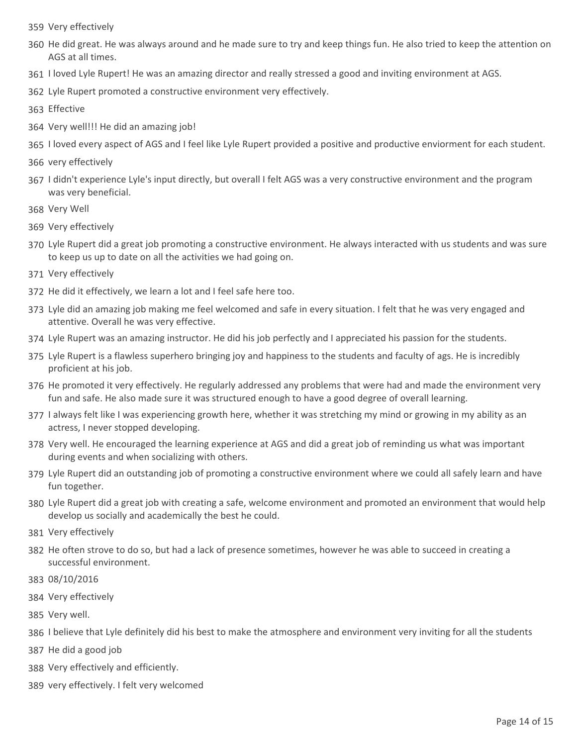359 Very effectively

360 He did great. He was always around and he made sure to try and keep things fun. He also tried to keep the attention on AGS at all times.

361 I loved Lyle Rupert! He was an amazing director and really stressed a good and inviting environment at AGS.

362 Lyle Rupert promoted a constructive environment very effectively.

363 Effective

364 Very well!!! He did an amazing job!

365 I loved every aspect of AGS and I feel like Lyle Rupert provided a positive and productive enviorment for each student.

366 very effectively

367 I didn't experience Lyle's input directly, but overall I felt AGS was a very constructive environment and the program was very beneficial.

368 Very Well

369 Very effectively

370 Lyle Rupert did a great job promoting a constructive environment. He always interacted with us students and was sure to keep us up to date on all the activities we had going on.

371 Very effectively

372 He did it effectively, we learn a lot and I feel safe here too.

373 Lyle did an amazing job making me feel welcomed and safe in every situation. I felt that he was very engaged and attentive. Overall he was very effective.

374 Lyle Rupert was an amazing instructor. He did his job perfectly and I appreciated his passion for the students.

375 Lyle Rupert is a flawless superhero bringing joy and happiness to the students and faculty of ags. He is incredibly proficient at his job.

376 He promoted it very effectively. He regularly addressed any problems that were had and made the environment very fun and safe. He also made sure it was structured enough to have a good degree of overall learning.

377 I always felt like I was experiencing growth here, whether it was stretching my mind or growing in my ability as an actress, I never stopped developing.

378 Very well. He encouraged the learning experience at AGS and did a great job of reminding us what was important during events and when socializing with others.

379 Lyle Rupert did an outstanding job of promoting a constructive environment where we could all safely learn and have fun together.

380 Lyle Rupert did a great job with creating a safe, welcome environment and promoted an environment that would help develop us socially and academically the best he could.

381 Very effectively

382 He often strove to do so, but had a lack of presence sometimes, however he was able to succeed in creating a successful environment.

383 08/10/2016

384 Very effectively

385 Very well.

386 I believe that Lyle definitely did his best to make the atmosphere and environment very inviting for all the students

387 He did a good job

388 Very effectively and efficiently.

389 very effectively. I felt very welcomed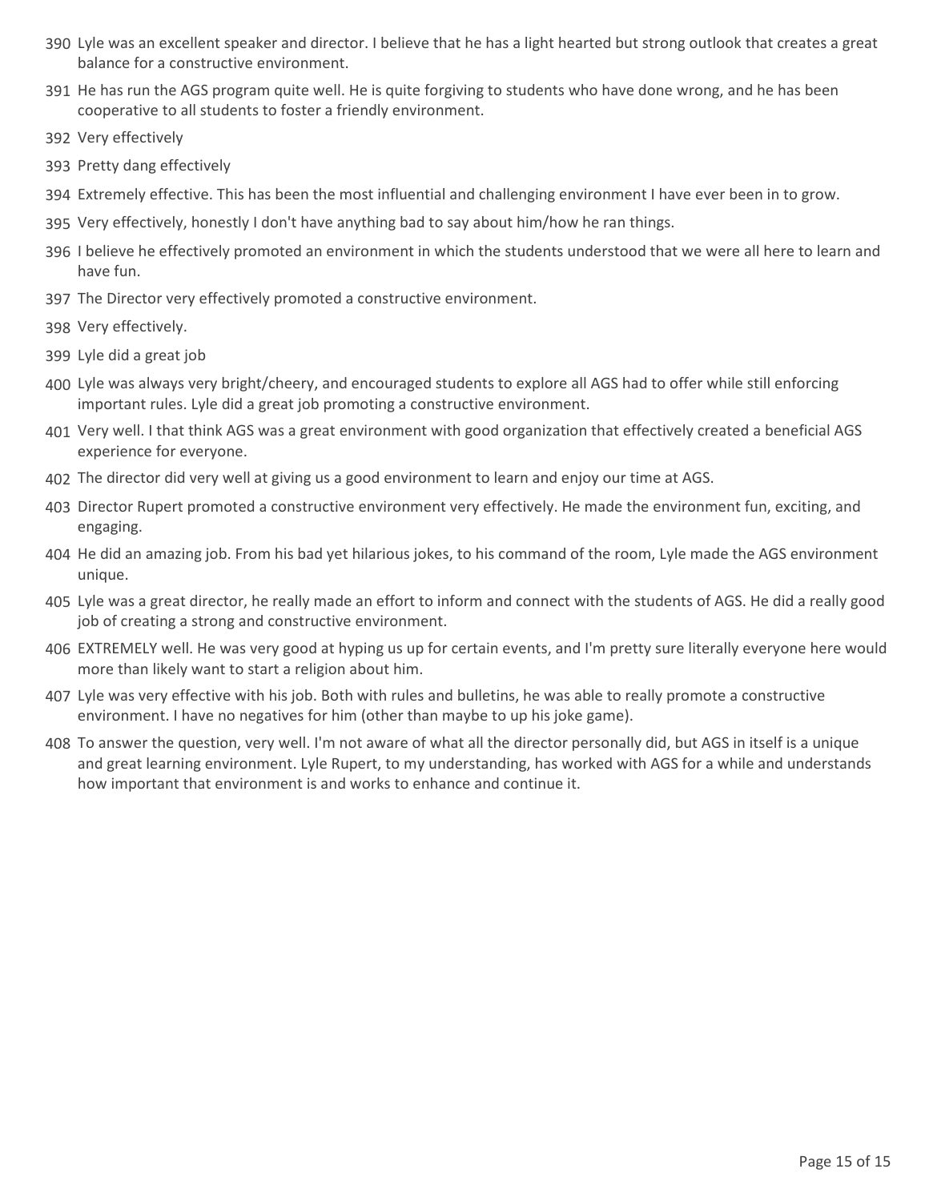390 Lyle was an excellent speaker and director. I believe that he has a light hearted but strong outlook that creates a great balance for a constructive environment.

391 He has run the AGS program quite well. He is quite forgiving to students who have done wrong, and he has been cooperative to all students to foster a friendly environment.

392 Very effectively

393 Pretty dang effectively

394 Extremely effective. This has been the most influential and challenging environment I have ever been in to grow.

395 Very effectively, honestly I don't have anything bad to say about him/how he ran things.

396 I believe he effectively promoted an environment in which the students understood that we were all here to learn and have fun.

397 The Director very effectively promoted a constructive environment.

398 Very effectively.

399 Lyle did a great job

400 Lyle was always very bright/cheery, and encouraged students to explore all AGS had to offer while still enforcing important rules. Lyle did a great job promoting a constructive environment.

401 Very well. I that think AGS was a great environment with good organization that effectively created a beneficial AGS experience for everyone.

402 The director did very well at giving us a good environment to learn and enjoy our time at AGS.

403 Director Rupert promoted a constructive environment very effectively. He made the environment fun, exciting, and engaging.

404 He did an amazing job. From his bad yet hilarious jokes, to his command of the room, Lyle made the AGS environment unique.

405 Lyle was a great director, he really made an effort to inform and connect with the students of AGS. He did a really good job of creating a strong and constructive environment.

406 EXTREMELY well. He was very good at hyping us up for certain events, and I'm pretty sure literally everyone here would more than likely want to start a religion about him.

407 Lyle was very effective with his job. Both with rules and bulletins, he was able to really promote a constructive environment. I have no negatives for him (other than maybe to up his joke game).

408 To answer the question, very well. I'm not aware of what all the director personally did, but AGS in itself is a unique and great learning environment. Lyle Rupert, to my understanding, has worked with AGS for a while and understands how important that environment is and works to enhance and continue it.